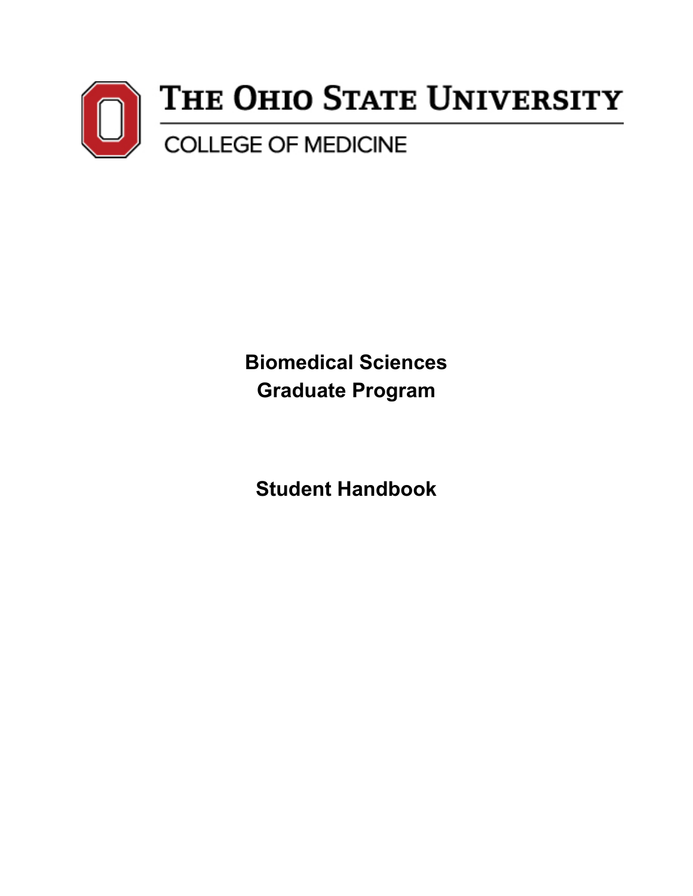THE OHIO STATE UNIVERSITY

COLLEGE OF MEDICINE

# Biomedical Sciences Graduate Program

# Student Handbook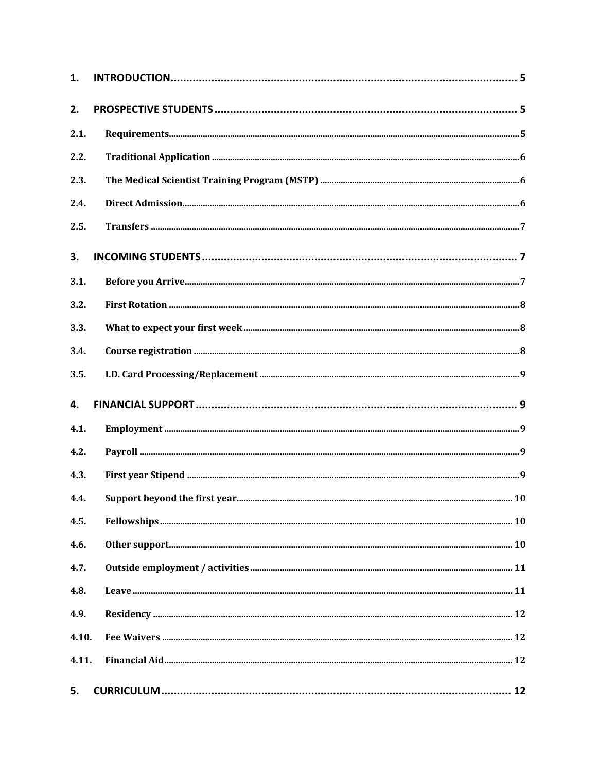1. INTRODUCTION ........................................................................................................ 5

2. PROSPECTIVE STUDENTS ........................................................................................ 5

2.1. Requirements ........................................................................................................ 5

2.2. Traditional Application ........................................................................................ 6

2.3. The Medical Scientist Training Program (MSTP) .................................................. 6

2.4. Direct Admission ................................................................................................... 6

2.5. Transfers ................................................................................................................ 7

3. INCOMING STUDENTS ............................................................................................. 7

3.1. Before you Arrive ................................................................................................... 7

3.2. First Rotation ......................................................................................................... 8

3.3. What to expect your first week ............................................................................ 8

3.4. Course registration ................................................................................................ 8

3.5. I.D. Card Processing/Replacement ........................................................................ 9

4. FINANCIAL SUPPORT ............................................................................................... 9

4.1. Employment .......................................................................................................... 9

4.2. Payroll .................................................................................................................... 9

4.3. First year Stipend ................................................................................................... 9

4.4. Support beyond the first year .............................................................................. 10

4.5. Fellowships ........................................................................................................... 10

4.6. Other support ........................................................................................................ 10

4.7. Outside employment / activities ........................................................................... 11

4.8. Leave ..................................................................................................................... 11

4.9. Residency ............................................................................................................... 12

4.10. Fee Waivers ......................................................................................................... 12

4.11. Financial Aid ........................................................................................................ 12

5. CURRICULUM ........................................................................................................... 12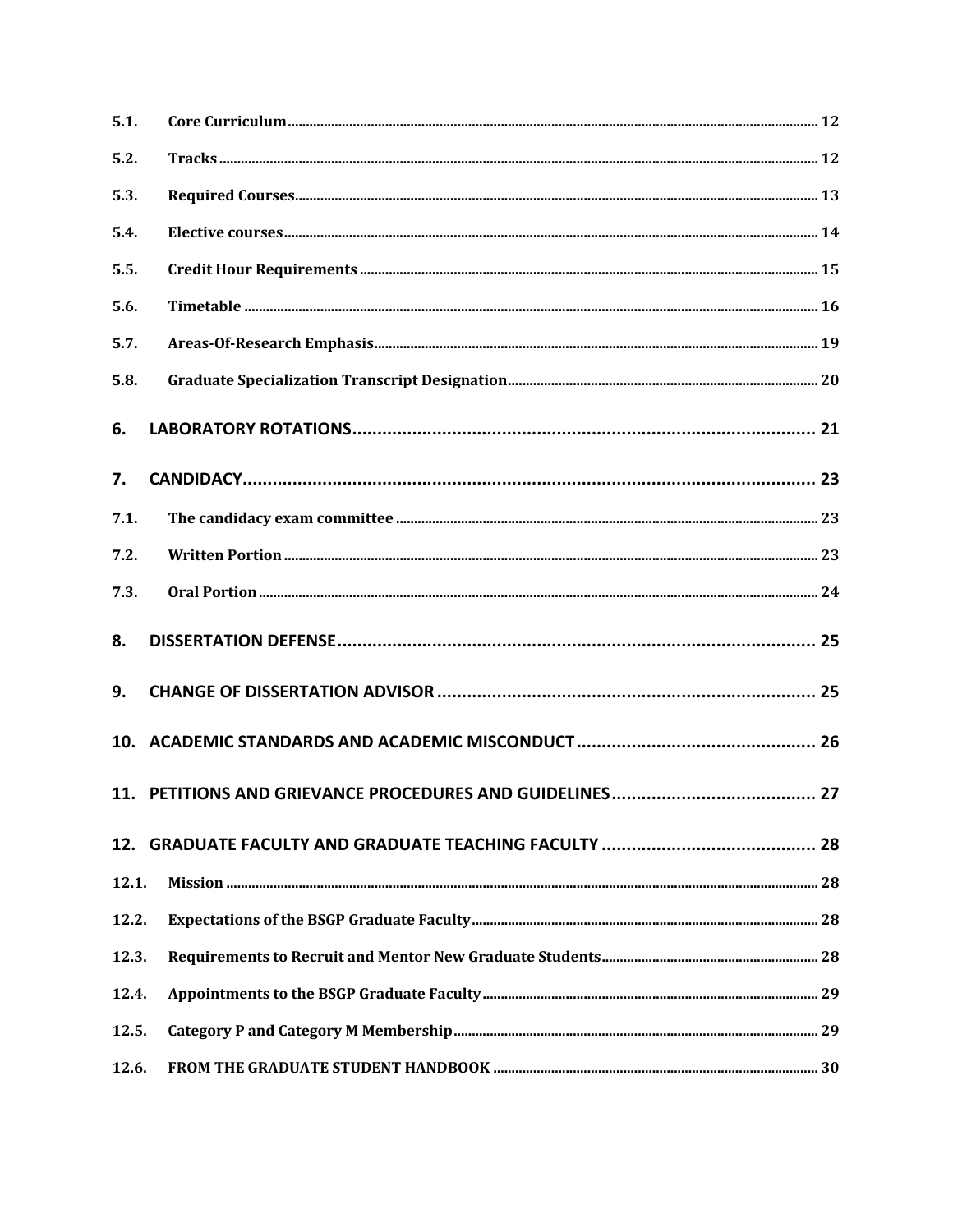5.1. Core Curriculum ..... 12

5.2. Tracks ..... 12

5.3. Required Courses ..... 13

5.4. Elective courses ..... 14

5.5. Credit Hour Requirements ..... 15

5.6. Timetable ..... 16

5.7. Areas-Of-Research Emphasis ..... 19

5.8. Graduate Specialization Transcript Designation ..... 20

**6. LABORATORY ROTATIONS ..... 21**

**7. CANDIDACY ..... 23**

7.1. The candidacy exam committee ..... 23

7.2. Written Portion ..... 23

7.3. Oral Portion ..... 24

**8. DISSERTATION DEFENSE ..... 25**

**9. CHANGE OF DISSERTATION ADVISOR ..... 25**

**10. ACADEMIC STANDARDS AND ACADEMIC MISCONDUCT ..... 26**

**11. PETITIONS AND GRIEVANCE PROCEDURES AND GUIDELINES ..... 27**

**12. GRADUATE FACULTY AND GRADUATE TEACHING FACULTY ..... 28**

12.1. Mission ..... 28

12.2. Expectations of the BSGP Graduate Faculty ..... 28

12.3. Requirements to Recruit and Mentor New Graduate Students ..... 28

12.4. Appointments to the BSGP Graduate Faculty ..... 29

12.5. Category P and Category M Membership ..... 29

12.6. FROM THE GRADUATE STUDENT HANDBOOK ..... 30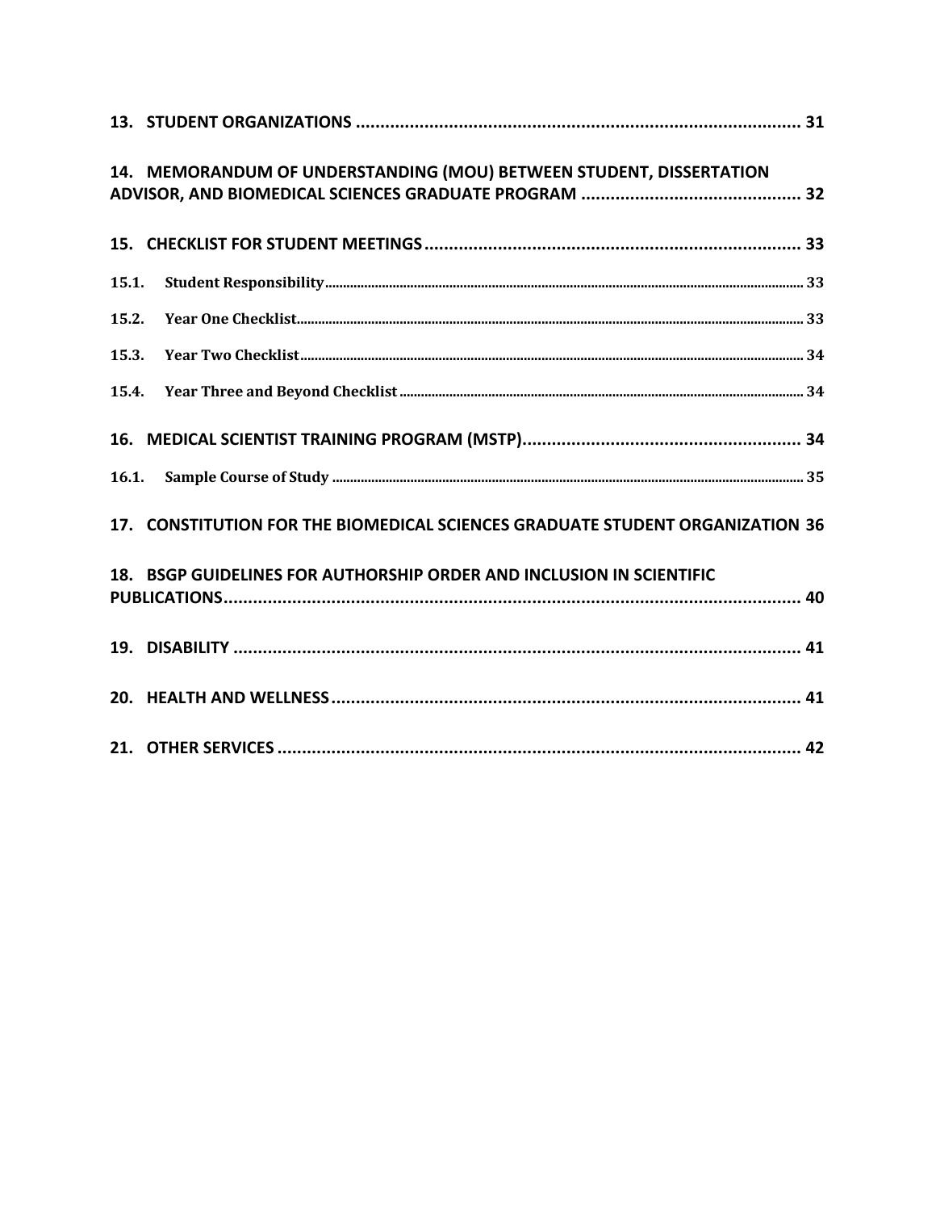13. STUDENT ORGANIZATIONS .......................................................................................... 31

14. MEMORANDUM OF UNDERSTANDING (MOU) BETWEEN STUDENT, DISSERTATION ADVISOR, AND BIOMEDICAL SCIENCES GRADUATE PROGRAM ............................................ 32

15. CHECKLIST FOR STUDENT MEETINGS ............................................................................ 33

15.1. Student Responsibility ........................................................................................................................................ 33

15.2. Year One Checklist ............................................................................................................................................... 33

15.3. Year Two Checklist ............................................................................................................................................... 34

15.4. Year Three and Beyond Checklist ................................................................................................................... 34

16. MEDICAL SCIENTIST TRAINING PROGRAM (MSTP) ......................................................... 34

16.1. Sample Course of Study ..................................................................................................................................... 35

17. CONSTITUTION FOR THE BIOMEDICAL SCIENCES GRADUATE STUDENT ORGANIZATION 36

18. BSGP GUIDELINES FOR AUTHORSHIP ORDER AND INCLUSION IN SCIENTIFIC PUBLICATIONS ...................................................................................................................... 40

19. DISABILITY .................................................................................................................... 41

20. HEALTH AND WELLNESS ................................................................................................ 41

21. OTHER SERVICES ........................................................................................................... 42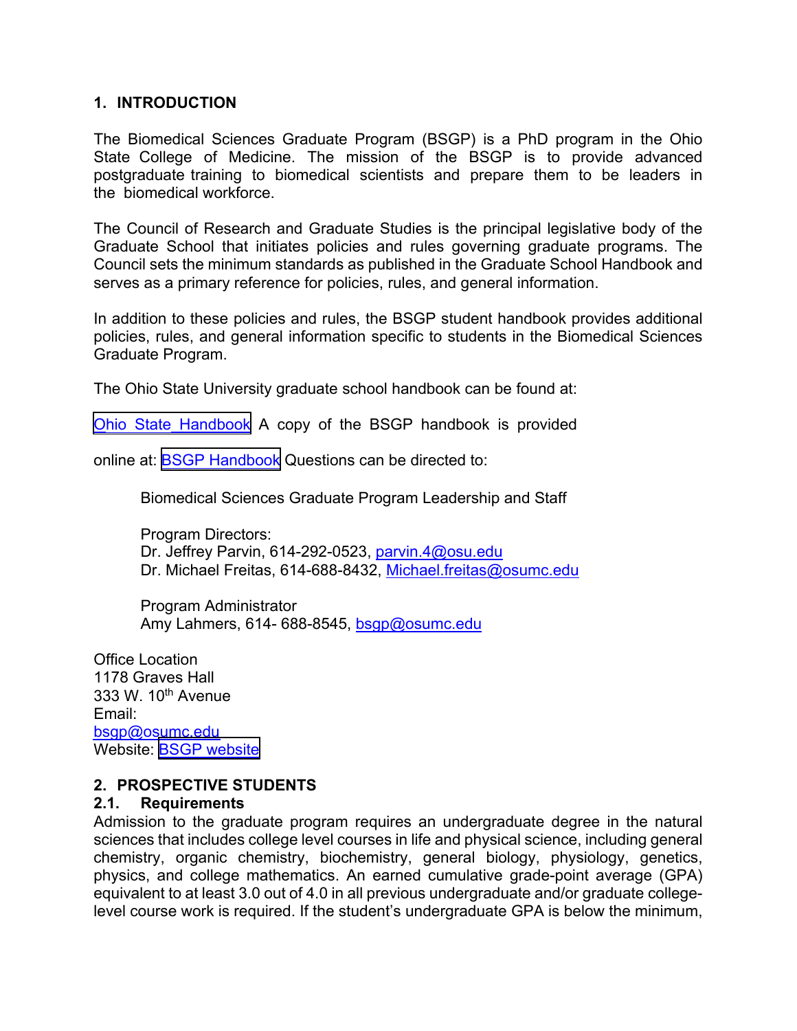## 1. INTRODUCTION

The Biomedical Sciences Graduate Program (BSGP) is a PhD program in the Ohio State College of Medicine. The mission of the BSGP is to provide advanced postgraduate training to biomedical scientists and prepare them to be leaders in the biomedical workforce.

The Council of Research and Graduate Studies is the principal legislative body of the Graduate School that initiates policies and rules governing graduate programs. The Council sets the minimum standards as published in the Graduate School Handbook and serves as a primary reference for policies, rules, and general information.

In addition to these policies and rules, the BSGP student handbook provides additional policies, rules, and general information specific to students in the Biomedical Sciences Graduate Program.

The Ohio State University graduate school handbook can be found at:

Ohio State Handbook A copy of the BSGP handbook is provided

online at: BSGP Handbook Questions can be directed to:

> Biomedical Sciences Graduate Program Leadership and Staff
>
> Program Directors:
> Dr. Jeffrey Parvin, 614-292-0523, parvin.4@osu.edu
> Dr. Michael Freitas, 614-688-8432, Michael.freitas@osumc.edu
>
> Program Administrator
> Amy Lahmers, 614- 688-8545, bsgp@osumc.edu

Office Location
1178 Graves Hall
333 W. 10th Avenue
Email:
bsgp@osumc.edu
Website: BSGP website

## 2. PROSPECTIVE STUDENTS

### 2.1. Requirements

Admission to the graduate program requires an undergraduate degree in the natural sciences that includes college level courses in life and physical science, including general chemistry, organic chemistry, biochemistry, general biology, physiology, genetics, physics, and college mathematics. An earned cumulative grade-point average (GPA) equivalent to at least 3.0 out of 4.0 in all previous undergraduate and/or graduate college-level course work is required. If the student's undergraduate GPA is below the minimum,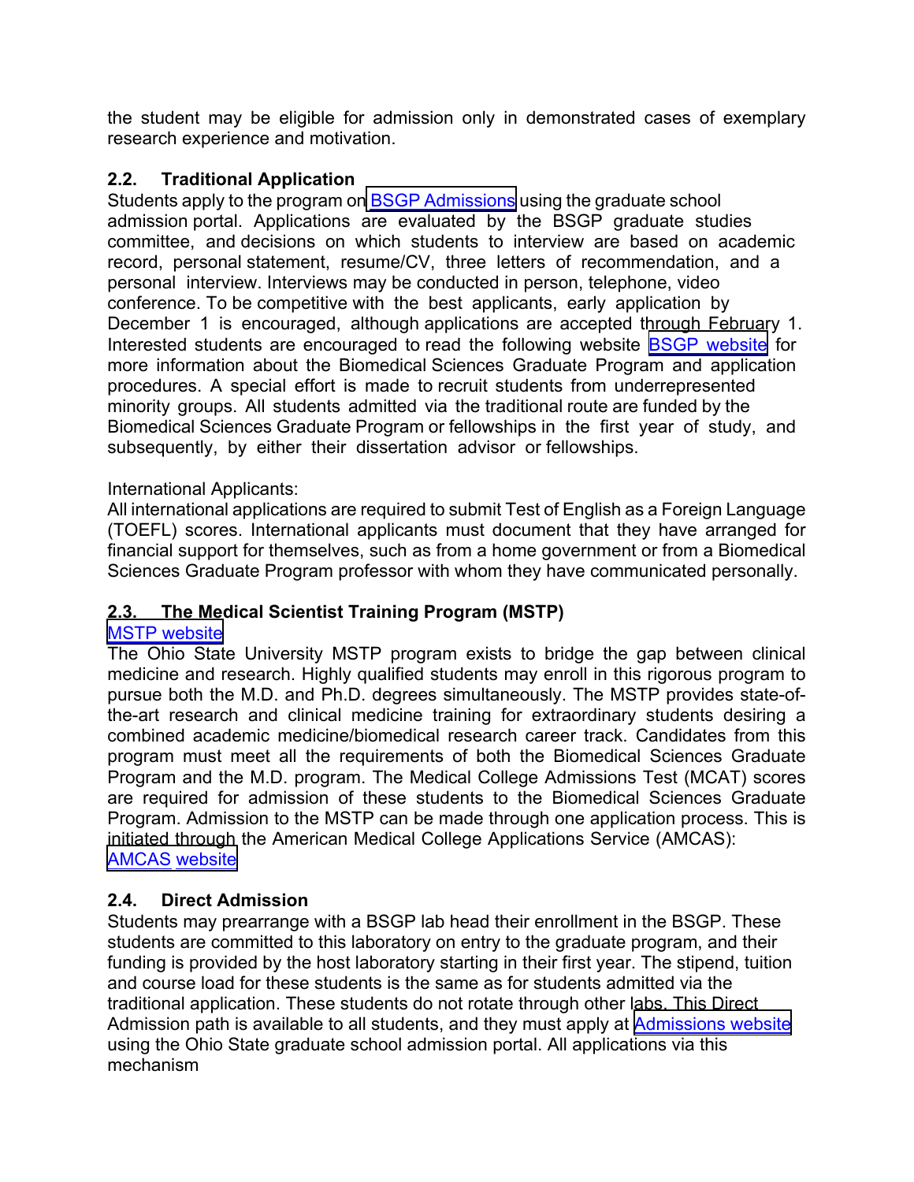the student may be eligible for admission only in demonstrated cases of exemplary research experience and motivation.

### 2.2. Traditional Application

Students apply to the program on BSGP Admissions using the graduate school admission portal. Applications are evaluated by the BSGP graduate studies committee, and decisions on which students to interview are based on academic record, personal statement, resume/CV, three letters of recommendation, and a personal interview. Interviews may be conducted in person, telephone, video conference. To be competitive with the best applicants, early application by December 1 is encouraged, although applications are accepted through February 1. Interested students are encouraged to read the following website BSGP website for more information about the Biomedical Sciences Graduate Program and application procedures. A special effort is made to recruit students from underrepresented minority groups. All students admitted via the traditional route are funded by the Biomedical Sciences Graduate Program or fellowships in the first year of study, and subsequently, by either their dissertation advisor or fellowships.

International Applicants:

All international applications are required to submit Test of English as a Foreign Language (TOEFL) scores. International applicants must document that they have arranged for financial support for themselves, such as from a home government or from a Biomedical Sciences Graduate Program professor with whom they have communicated personally.

### 2.3. The Medical Scientist Training Program (MSTP)

MSTP website

The Ohio State University MSTP program exists to bridge the gap between clinical medicine and research. Highly qualified students may enroll in this rigorous program to pursue both the M.D. and Ph.D. degrees simultaneously. The MSTP provides state-of-the-art research and clinical medicine training for extraordinary students desiring a combined academic medicine/biomedical research career track. Candidates from this program must meet all the requirements of both the Biomedical Sciences Graduate Program and the M.D. program. The Medical College Admissions Test (MCAT) scores are required for admission of these students to the Biomedical Sciences Graduate Program. Admission to the MSTP can be made through one application process. This is initiated through the American Medical College Applications Service (AMCAS): AMCAS website

### 2.4. Direct Admission

Students may prearrange with a BSGP lab head their enrollment in the BSGP. These students are committed to this laboratory on entry to the graduate program, and their funding is provided by the host laboratory starting in their first year. The stipend, tuition and course load for these students is the same as for students admitted via the traditional application. These students do not rotate through other labs. This Direct Admission path is available to all students, and they must apply at Admissions website using the Ohio State graduate school admission portal. All applications via this mechanism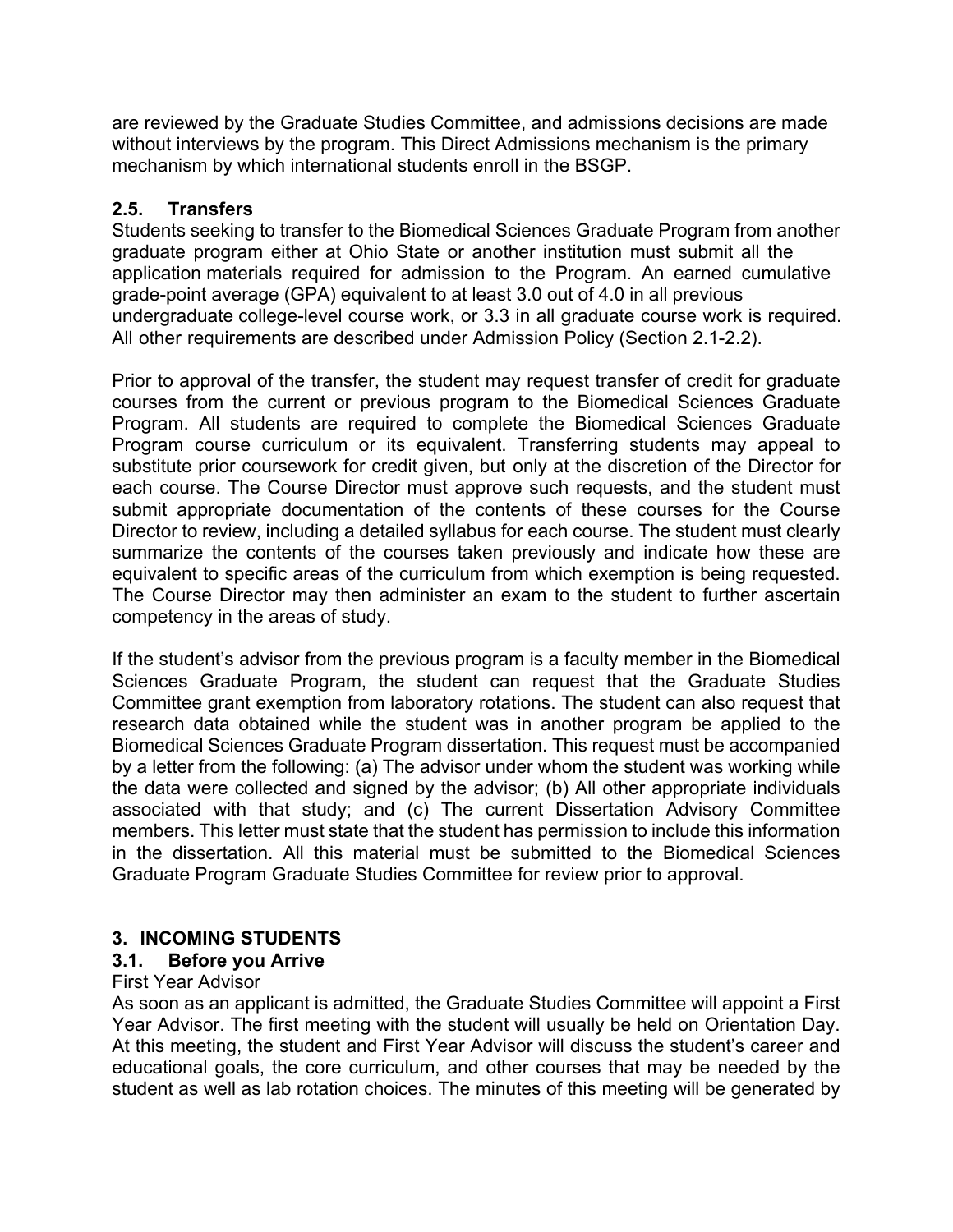are reviewed by the Graduate Studies Committee, and admissions decisions are made without interviews by the program. This Direct Admissions mechanism is the primary mechanism by which international students enroll in the BSGP.

### 2.5. Transfers

Students seeking to transfer to the Biomedical Sciences Graduate Program from another graduate program either at Ohio State or another institution must submit all the application materials required for admission to the Program. An earned cumulative grade-point average (GPA) equivalent to at least 3.0 out of 4.0 in all previous undergraduate college-level course work, or 3.3 in all graduate course work is required. All other requirements are described under Admission Policy (Section 2.1-2.2).

Prior to approval of the transfer, the student may request transfer of credit for graduate courses from the current or previous program to the Biomedical Sciences Graduate Program. All students are required to complete the Biomedical Sciences Graduate Program course curriculum or its equivalent. Transferring students may appeal to substitute prior coursework for credit given, but only at the discretion of the Director for each course. The Course Director must approve such requests, and the student must submit appropriate documentation of the contents of these courses for the Course Director to review, including a detailed syllabus for each course. The student must clearly summarize the contents of the courses taken previously and indicate how these are equivalent to specific areas of the curriculum from which exemption is being requested. The Course Director may then administer an exam to the student to further ascertain competency in the areas of study.

If the student's advisor from the previous program is a faculty member in the Biomedical Sciences Graduate Program, the student can request that the Graduate Studies Committee grant exemption from laboratory rotations. The student can also request that research data obtained while the student was in another program be applied to the Biomedical Sciences Graduate Program dissertation. This request must be accompanied by a letter from the following: (a) The advisor under whom the student was working while the data were collected and signed by the advisor; (b) All other appropriate individuals associated with that study; and (c) The current Dissertation Advisory Committee members. This letter must state that the student has permission to include this information in the dissertation. All this material must be submitted to the Biomedical Sciences Graduate Program Graduate Studies Committee for review prior to approval.

## 3. INCOMING STUDENTS

### 3.1. Before you Arrive

First Year Advisor

As soon as an applicant is admitted, the Graduate Studies Committee will appoint a First Year Advisor. The first meeting with the student will usually be held on Orientation Day. At this meeting, the student and First Year Advisor will discuss the student's career and educational goals, the core curriculum, and other courses that may be needed by the student as well as lab rotation choices. The minutes of this meeting will be generated by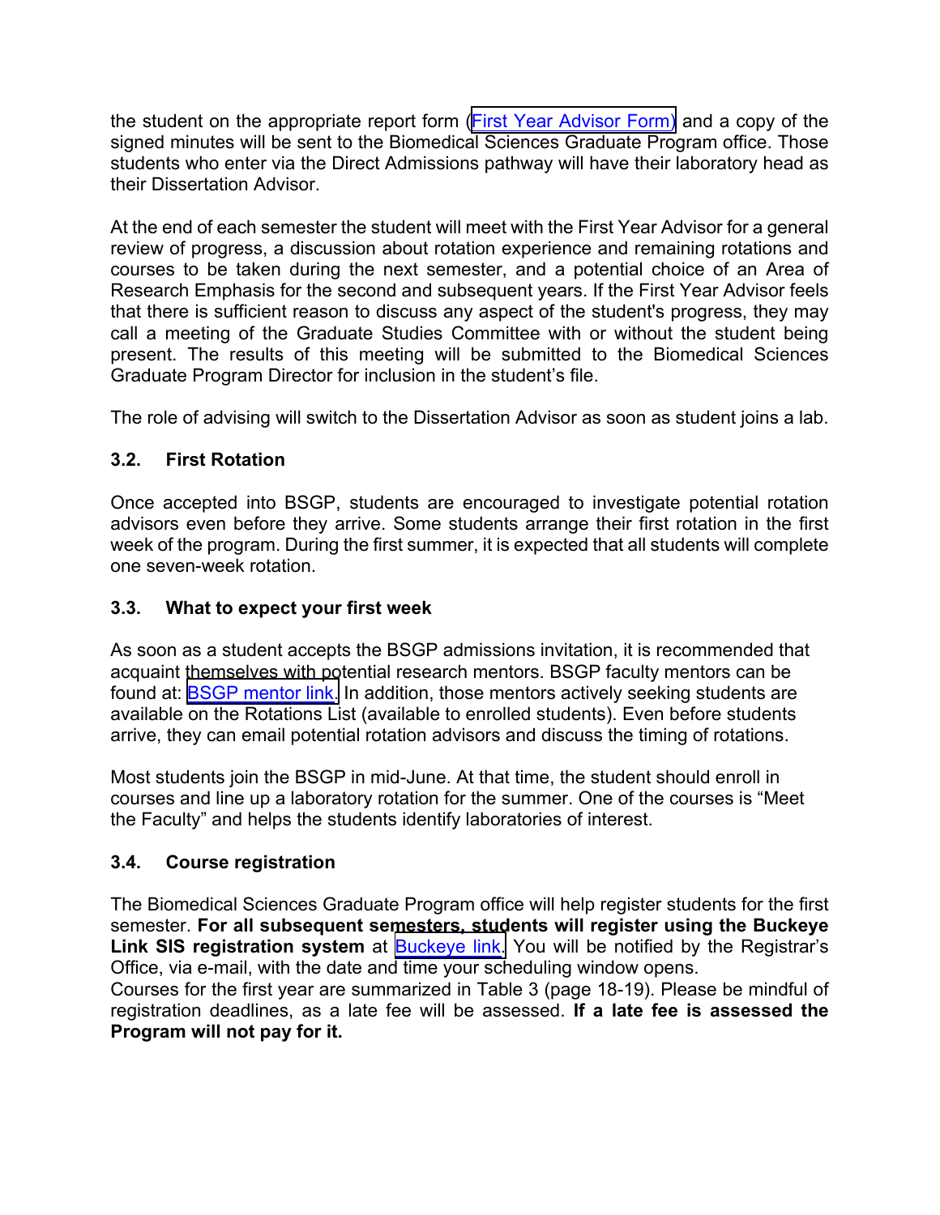the student on the appropriate report form (First Year Advisor Form) and a copy of the signed minutes will be sent to the Biomedical Sciences Graduate Program office. Those students who enter via the Direct Admissions pathway will have their laboratory head as their Dissertation Advisor.

At the end of each semester the student will meet with the First Year Advisor for a general review of progress, a discussion about rotation experience and remaining rotations and courses to be taken during the next semester, and a potential choice of an Area of Research Emphasis for the second and subsequent years. If the First Year Advisor feels that there is sufficient reason to discuss any aspect of the student's progress, they may call a meeting of the Graduate Studies Committee with or without the student being present. The results of this meeting will be submitted to the Biomedical Sciences Graduate Program Director for inclusion in the student's file.

The role of advising will switch to the Dissertation Advisor as soon as student joins a lab.

### 3.2. First Rotation

Once accepted into BSGP, students are encouraged to investigate potential rotation advisors even before they arrive. Some students arrange their first rotation in the first week of the program. During the first summer, it is expected that all students will complete one seven-week rotation.

### 3.3. What to expect your first week

As soon as a student accepts the BSGP admissions invitation, it is recommended that acquaint themselves with potential research mentors. BSGP faculty mentors can be found at: BSGP mentor link. In addition, those mentors actively seeking students are available on the Rotations List (available to enrolled students). Even before students arrive, they can email potential rotation advisors and discuss the timing of rotations.

Most students join the BSGP in mid-June. At that time, the student should enroll in courses and line up a laboratory rotation for the summer. One of the courses is "Meet the Faculty" and helps the students identify laboratories of interest.

### 3.4. Course registration

The Biomedical Sciences Graduate Program office will help register students for the first semester. **For all subsequent semesters, students will register using the Buckeye Link SIS registration system** at Buckeye link. You will be notified by the Registrar's Office, via e-mail, with the date and time your scheduling window opens.
Courses for the first year are summarized in Table 3 (page 18-19). Please be mindful of registration deadlines, as a late fee will be assessed. **If a late fee is assessed the Program will not pay for it.**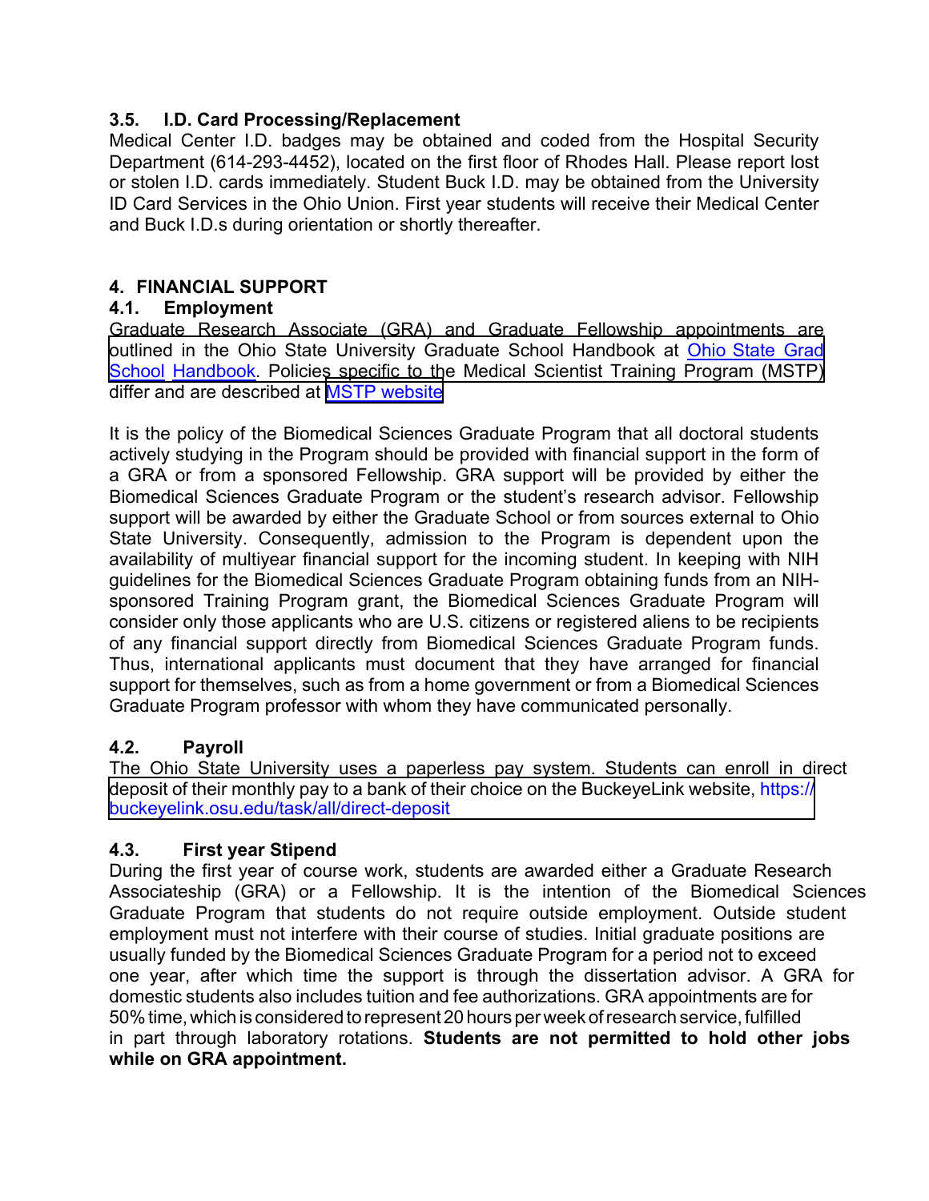### 3.5. I.D. Card Processing/Replacement

Medical Center I.D. badges may be obtained and coded from the Hospital Security Department (614-293-4452), located on the first floor of Rhodes Hall. Please report lost or stolen I.D. cards immediately. Student Buck I.D. may be obtained from the University ID Card Services in the Ohio Union. First year students will receive their Medical Center and Buck I.D.s during orientation or shortly thereafter.

## 4. FINANCIAL SUPPORT

### 4.1. Employment

Graduate Research Associate (GRA) and Graduate Fellowship appointments are outlined in the Ohio State University Graduate School Handbook at Ohio State Grad School Handbook. Policies specific to the Medical Scientist Training Program (MSTP) differ and are described at MSTP website

It is the policy of the Biomedical Sciences Graduate Program that all doctoral students actively studying in the Program should be provided with financial support in the form of a GRA or from a sponsored Fellowship. GRA support will be provided by either the Biomedical Sciences Graduate Program or the student's research advisor. Fellowship support will be awarded by either the Graduate School or from sources external to Ohio State University. Consequently, admission to the Program is dependent upon the availability of multiyear financial support for the incoming student. In keeping with NIH guidelines for the Biomedical Sciences Graduate Program obtaining funds from an NIH-sponsored Training Program grant, the Biomedical Sciences Graduate Program will consider only those applicants who are U.S. citizens or registered aliens to be recipients of any financial support directly from Biomedical Sciences Graduate Program funds. Thus, international applicants must document that they have arranged for financial support for themselves, such as from a home government or from a Biomedical Sciences Graduate Program professor with whom they have communicated personally.

### 4.2. Payroll

The Ohio State University uses a paperless pay system. Students can enroll in direct deposit of their monthly pay to a bank of their choice on the BuckeyeLink website, https://buckeyelink.osu.edu/task/all/direct-deposit

### 4.3. First year Stipend

During the first year of course work, students are awarded either a Graduate Research Associateship (GRA) or a Fellowship. It is the intention of the Biomedical Sciences Graduate Program that students do not require outside employment. Outside student employment must not interfere with their course of studies. Initial graduate positions are usually funded by the Biomedical Sciences Graduate Program for a period not to exceed one year, after which time the support is through the dissertation advisor. A GRA for domestic students also includes tuition and fee authorizations. GRA appointments are for 50% time, which is considered to represent 20 hours per week of research service, fulfilled in part through laboratory rotations. **Students are not permitted to hold other jobs while on GRA appointment.**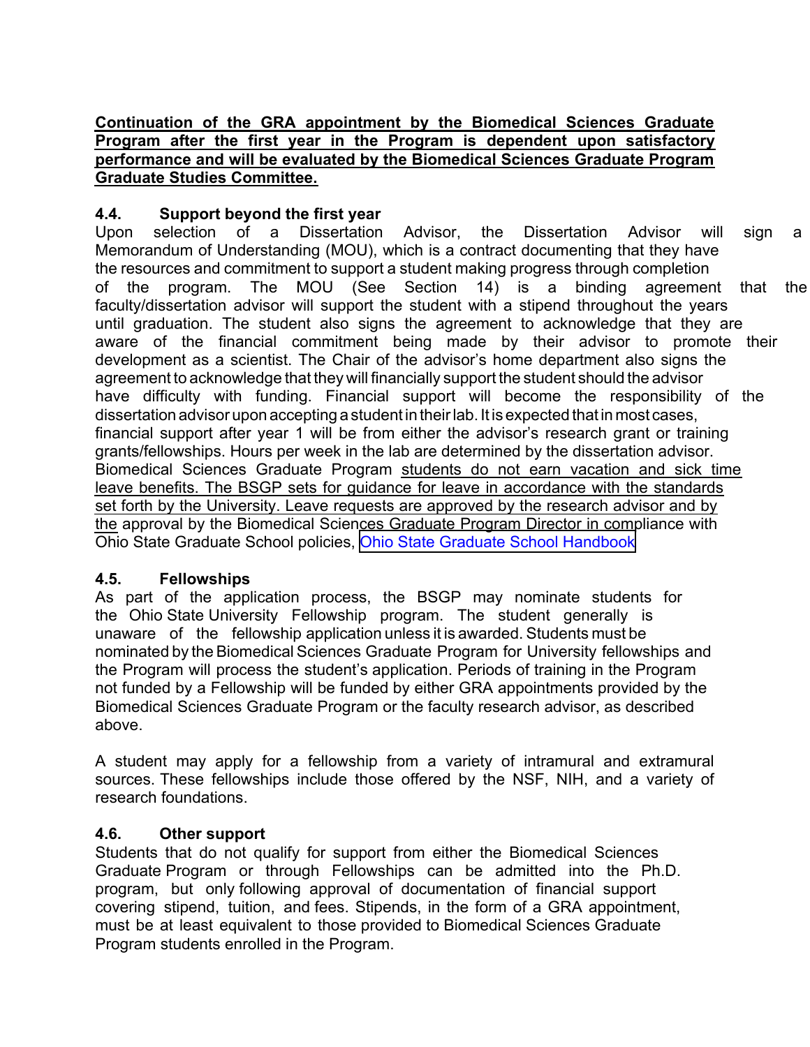**Continuation of the GRA appointment by the Biomedical Sciences Graduate Program after the first year in the Program is dependent upon satisfactory performance and will be evaluated by the Biomedical Sciences Graduate Program Graduate Studies Committee.**

### 4.4. Support beyond the first year

Upon selection of a Dissertation Advisor, the Dissertation Advisor will sign a Memorandum of Understanding (MOU), which is a contract documenting that they have the resources and commitment to support a student making progress through completion of the program. The MOU (See Section 14) is a binding agreement that the faculty/dissertation advisor will support the student with a stipend throughout the years until graduation. The student also signs the agreement to acknowledge that they are aware of the financial commitment being made by their advisor to promote their development as a scientist. The Chair of the advisor's home department also signs the agreement to acknowledge that they will financially support the student should the advisor have difficulty with funding. Financial support will become the responsibility of the dissertation advisor upon accepting a student in their lab. It is expected that in most cases, financial support after year 1 will be from either the advisor's research grant or training grants/fellowships. Hours per week in the lab are determined by the dissertation advisor. Biomedical Sciences Graduate Program students do not earn vacation and sick time leave benefits. The BSGP sets for guidance for leave in accordance with the standards set forth by the University. Leave requests are approved by the research advisor and by the approval by the Biomedical Sciences Graduate Program Director in compliance with Ohio State Graduate School policies, Ohio State Graduate School Handbook

### 4.5. Fellowships

As part of the application process, the BSGP may nominate students for the Ohio State University Fellowship program. The student generally is unaware of the fellowship application unless it is awarded. Students must be nominated by the Biomedical Sciences Graduate Program for University fellowships and the Program will process the student's application. Periods of training in the Program not funded by a Fellowship will be funded by either GRA appointments provided by the Biomedical Sciences Graduate Program or the faculty research advisor, as described above.

A student may apply for a fellowship from a variety of intramural and extramural sources. These fellowships include those offered by the NSF, NIH, and a variety of research foundations.

### 4.6. Other support

Students that do not qualify for support from either the Biomedical Sciences Graduate Program or through Fellowships can be admitted into the Ph.D. program, but only following approval of documentation of financial support covering stipend, tuition, and fees. Stipends, in the form of a GRA appointment, must be at least equivalent to those provided to Biomedical Sciences Graduate Program students enrolled in the Program.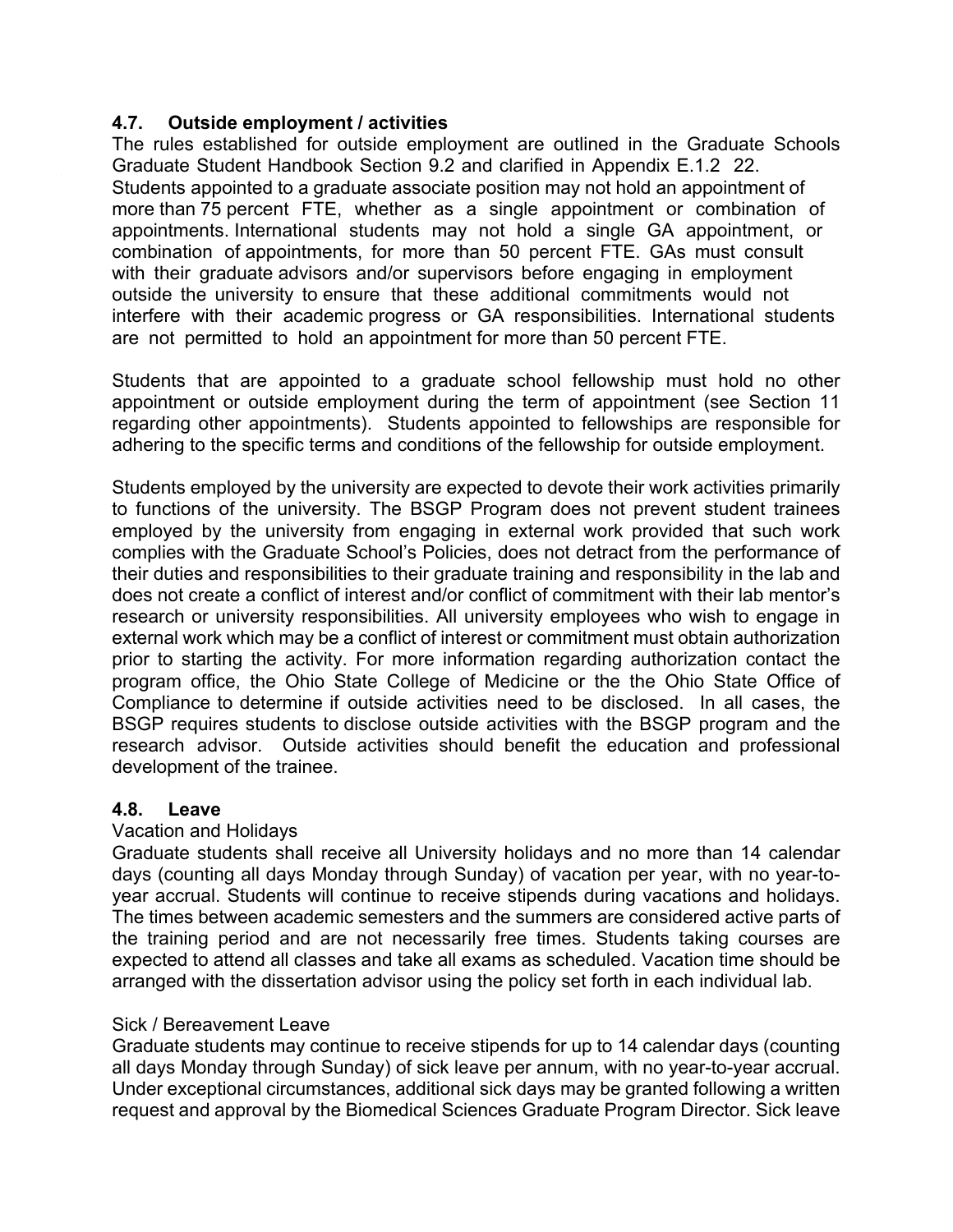### 4.7. Outside employment / activities

The rules established for outside employment are outlined in the Graduate Schools Graduate Student Handbook Section 9.2 and clarified in Appendix E.1.2 22. Students appointed to a graduate associate position may not hold an appointment of more than 75 percent FTE, whether as a single appointment or combination of appointments. International students may not hold a single GA appointment, or combination of appointments, for more than 50 percent FTE. GAs must consult with their graduate advisors and/or supervisors before engaging in employment outside the university to ensure that these additional commitments would not interfere with their academic progress or GA responsibilities. International students are not permitted to hold an appointment for more than 50 percent FTE.

Students that are appointed to a graduate school fellowship must hold no other appointment or outside employment during the term of appointment (see Section 11 regarding other appointments). Students appointed to fellowships are responsible for adhering to the specific terms and conditions of the fellowship for outside employment.

Students employed by the university are expected to devote their work activities primarily to functions of the university. The BSGP Program does not prevent student trainees employed by the university from engaging in external work provided that such work complies with the Graduate School's Policies, does not detract from the performance of their duties and responsibilities to their graduate training and responsibility in the lab and does not create a conflict of interest and/or conflict of commitment with their lab mentor's research or university responsibilities. All university employees who wish to engage in external work which may be a conflict of interest or commitment must obtain authorization prior to starting the activity. For more information regarding authorization contact the program office, the Ohio State College of Medicine or the the Ohio State Office of Compliance to determine if outside activities need to be disclosed. In all cases, the BSGP requires students to disclose outside activities with the BSGP program and the research advisor. Outside activities should benefit the education and professional development of the trainee.

### 4.8. Leave

Vacation and Holidays

Graduate students shall receive all University holidays and no more than 14 calendar days (counting all days Monday through Sunday) of vacation per year, with no year-to-year accrual. Students will continue to receive stipends during vacations and holidays. The times between academic semesters and the summers are considered active parts of the training period and are not necessarily free times. Students taking courses are expected to attend all classes and take all exams as scheduled. Vacation time should be arranged with the dissertation advisor using the policy set forth in each individual lab.

Sick / Bereavement Leave

Graduate students may continue to receive stipends for up to 14 calendar days (counting all days Monday through Sunday) of sick leave per annum, with no year-to-year accrual. Under exceptional circumstances, additional sick days may be granted following a written request and approval by the Biomedical Sciences Graduate Program Director. Sick leave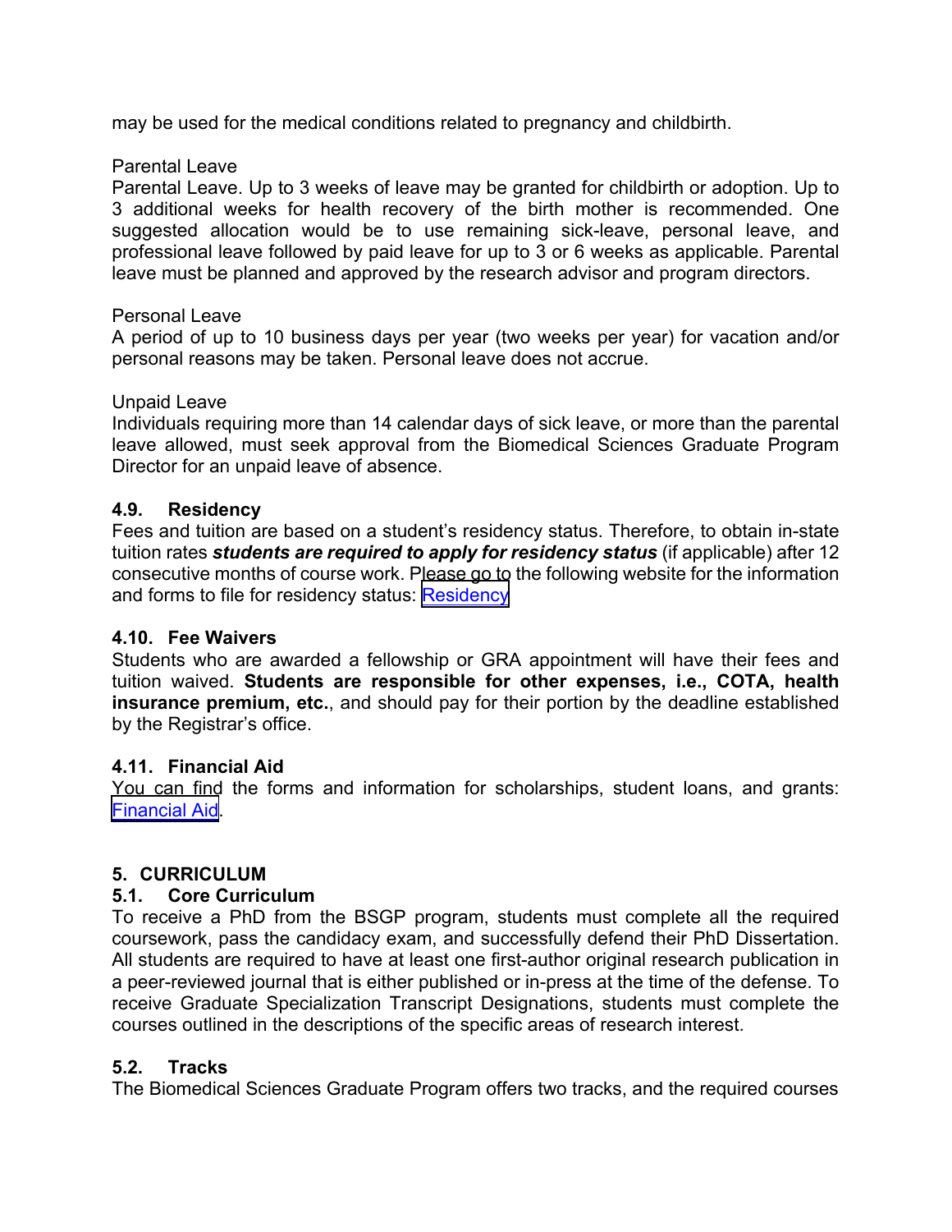may be used for the medical conditions related to pregnancy and childbirth.

Parental Leave

Parental Leave. Up to 3 weeks of leave may be granted for childbirth or adoption. Up to 3 additional weeks for health recovery of the birth mother is recommended. One suggested allocation would be to use remaining sick-leave, personal leave, and professional leave followed by paid leave for up to 3 or 6 weeks as applicable. Parental leave must be planned and approved by the research advisor and program directors.

Personal Leave

A period of up to 10 business days per year (two weeks per year) for vacation and/or personal reasons may be taken. Personal leave does not accrue.

Unpaid Leave

Individuals requiring more than 14 calendar days of sick leave, or more than the parental leave allowed, must seek approval from the Biomedical Sciences Graduate Program Director for an unpaid leave of absence.

### 4.9. Residency

Fees and tuition are based on a student's residency status. Therefore, to obtain in-state tuition rates ***students are required to apply for residency status*** (if applicable) after 12 consecutive months of course work. Please go to the following website for the information and forms to file for residency status: Residency

### 4.10. Fee Waivers

Students who are awarded a fellowship or GRA appointment will have their fees and tuition waived. **Students are responsible for other expenses, i.e., COTA, health insurance premium, etc.**, and should pay for their portion by the deadline established by the Registrar's office.

### 4.11. Financial Aid

You can find the forms and information for scholarships, student loans, and grants: Financial Aid.

## 5. CURRICULUM

### 5.1. Core Curriculum

To receive a PhD from the BSGP program, students must complete all the required coursework, pass the candidacy exam, and successfully defend their PhD Dissertation. All students are required to have at least one first-author original research publication in a peer-reviewed journal that is either published or in-press at the time of the defense. To receive Graduate Specialization Transcript Designations, students must complete the courses outlined in the descriptions of the specific areas of research interest.

### 5.2. Tracks

The Biomedical Sciences Graduate Program offers two tracks, and the required courses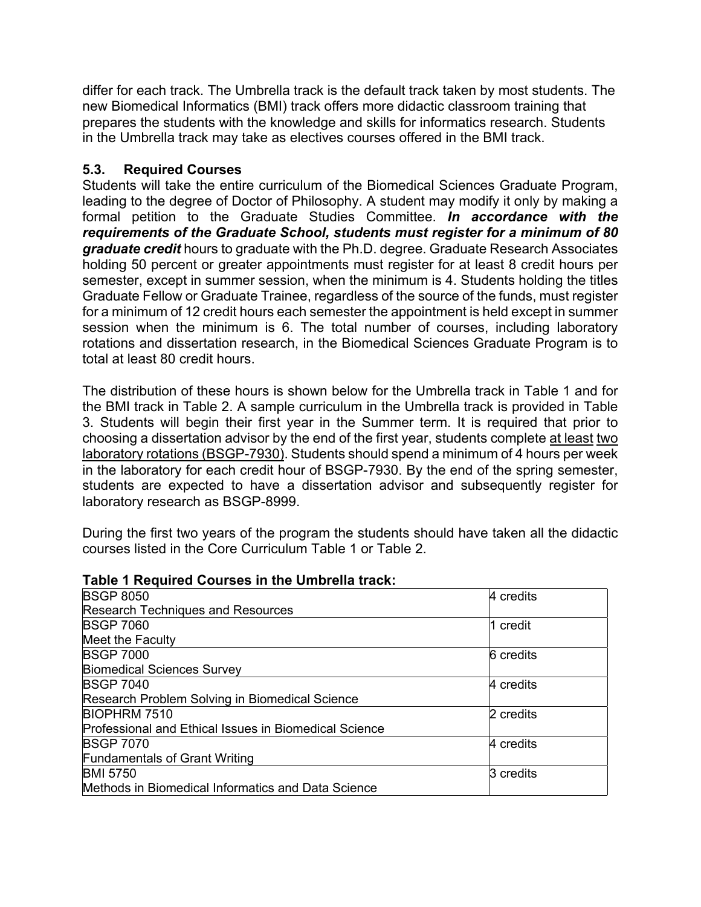differ for each track. The Umbrella track is the default track taken by most students. The new Biomedical Informatics (BMI) track offers more didactic classroom training that prepares the students with the knowledge and skills for informatics research. Students in the Umbrella track may take as electives courses offered in the BMI track.

### 5.3. Required Courses

Students will take the entire curriculum of the Biomedical Sciences Graduate Program, leading to the degree of Doctor of Philosophy. A student may modify it only by making a formal petition to the Graduate Studies Committee. ***In accordance with the requirements of the Graduate School, students must register for a minimum of 80 graduate credit*** hours to graduate with the Ph.D. degree. Graduate Research Associates holding 50 percent or greater appointments must register for at least 8 credit hours per semester, except in summer session, when the minimum is 4. Students holding the titles Graduate Fellow or Graduate Trainee, regardless of the source of the funds, must register for a minimum of 12 credit hours each semester the appointment is held except in summer session when the minimum is 6. The total number of courses, including laboratory rotations and dissertation research, in the Biomedical Sciences Graduate Program is to total at least 80 credit hours.

The distribution of these hours is shown below for the Umbrella track in Table 1 and for the BMI track in Table 2. A sample curriculum in the Umbrella track is provided in Table 3. Students will begin their first year in the Summer term. It is required that prior to choosing a dissertation advisor by the end of the first year, students complete at least two laboratory rotations (BSGP-7930). Students should spend a minimum of 4 hours per week in the laboratory for each credit hour of BSGP-7930. By the end of the spring semester, students are expected to have a dissertation advisor and subsequently register for laboratory research as BSGP-8999.

During the first two years of the program the students should have taken all the didactic courses listed in the Core Curriculum Table 1 or Table 2.

**Table 1 Required Courses in the Umbrella track:**

| Course | Credits |
|---|---|
| BSGP 8050<br>Research Techniques and Resources | 4 credits |
| BSGP 7060<br>Meet the Faculty | 1 credit |
| BSGP 7000<br>Biomedical Sciences Survey | 6 credits |
| BSGP 7040<br>Research Problem Solving in Biomedical Science | 4 credits |
| BIOPHRM 7510<br>Professional and Ethical Issues in Biomedical Science | 2 credits |
| BSGP 7070<br>Fundamentals of Grant Writing | 4 credits |
| BMI 5750<br>Methods in Biomedical Informatics and Data Science | 3 credits |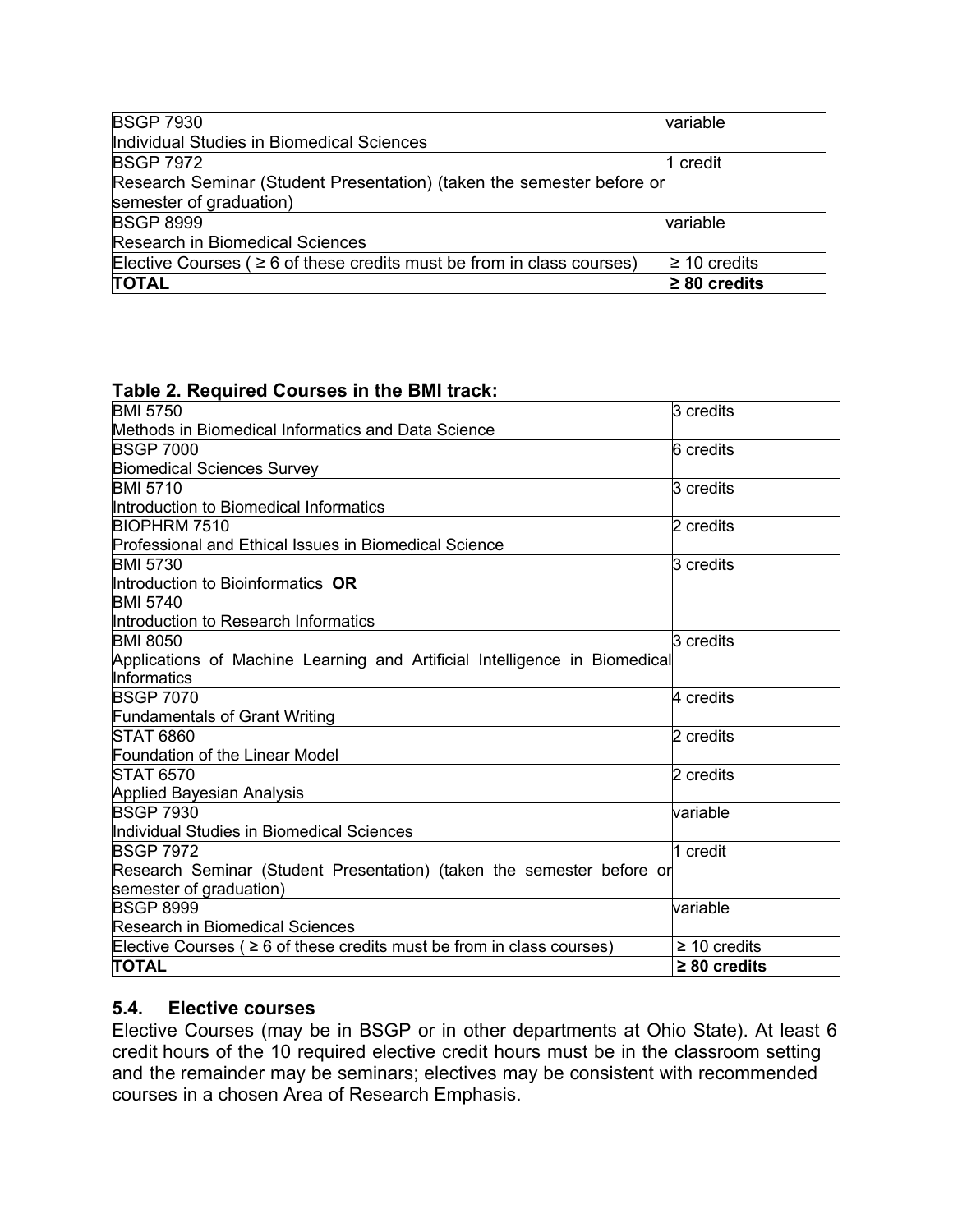| | |
|---|---|
| BSGP 7930<br>Individual Studies in Biomedical Sciences | variable |
| BSGP 7972<br>Research Seminar (Student Presentation) (taken the semester before or semester of graduation) | 1 credit |
| BSGP 8999<br>Research in Biomedical Sciences | variable |
| Elective Courses ( ≥ 6 of these credits must be from in class courses) | ≥ 10 credits |
| **TOTAL** | **≥ 80 credits** |

**Table 2. Required Courses in the BMI track:**

| | |
|---|---|
| BMI 5750<br>Methods in Biomedical Informatics and Data Science | 3 credits |
| BSGP 7000<br>Biomedical Sciences Survey | 6 credits |
| BMI 5710<br>Introduction to Biomedical Informatics | 3 credits |
| BIOPHRM 7510<br>Professional and Ethical Issues in Biomedical Science | 2 credits |
| BMI 5730<br>Introduction to Bioinformatics **OR**<br>BMI 5740<br>Introduction to Research Informatics | 3 credits |
| BMI 8050<br>Applications of Machine Learning and Artificial Intelligence in Biomedical Informatics | 3 credits |
| BSGP 7070<br>Fundamentals of Grant Writing | 4 credits |
| STAT 6860<br>Foundation of the Linear Model | 2 credits |
| STAT 6570<br>Applied Bayesian Analysis | 2 credits |
| BSGP 7930<br>Individual Studies in Biomedical Sciences | variable |
| BSGP 7972<br>Research Seminar (Student Presentation) (taken the semester before or semester of graduation) | 1 credit |
| BSGP 8999<br>Research in Biomedical Sciences | variable |
| Elective Courses ( ≥ 6 of these credits must be from in class courses) | ≥ 10 credits |
| **TOTAL** | **≥ 80 credits** |

### 5.4. Elective courses

Elective Courses (may be in BSGP or in other departments at Ohio State). At least 6 credit hours of the 10 required elective credit hours must be in the classroom setting and the remainder may be seminars; electives may be consistent with recommended courses in a chosen Area of Research Emphasis.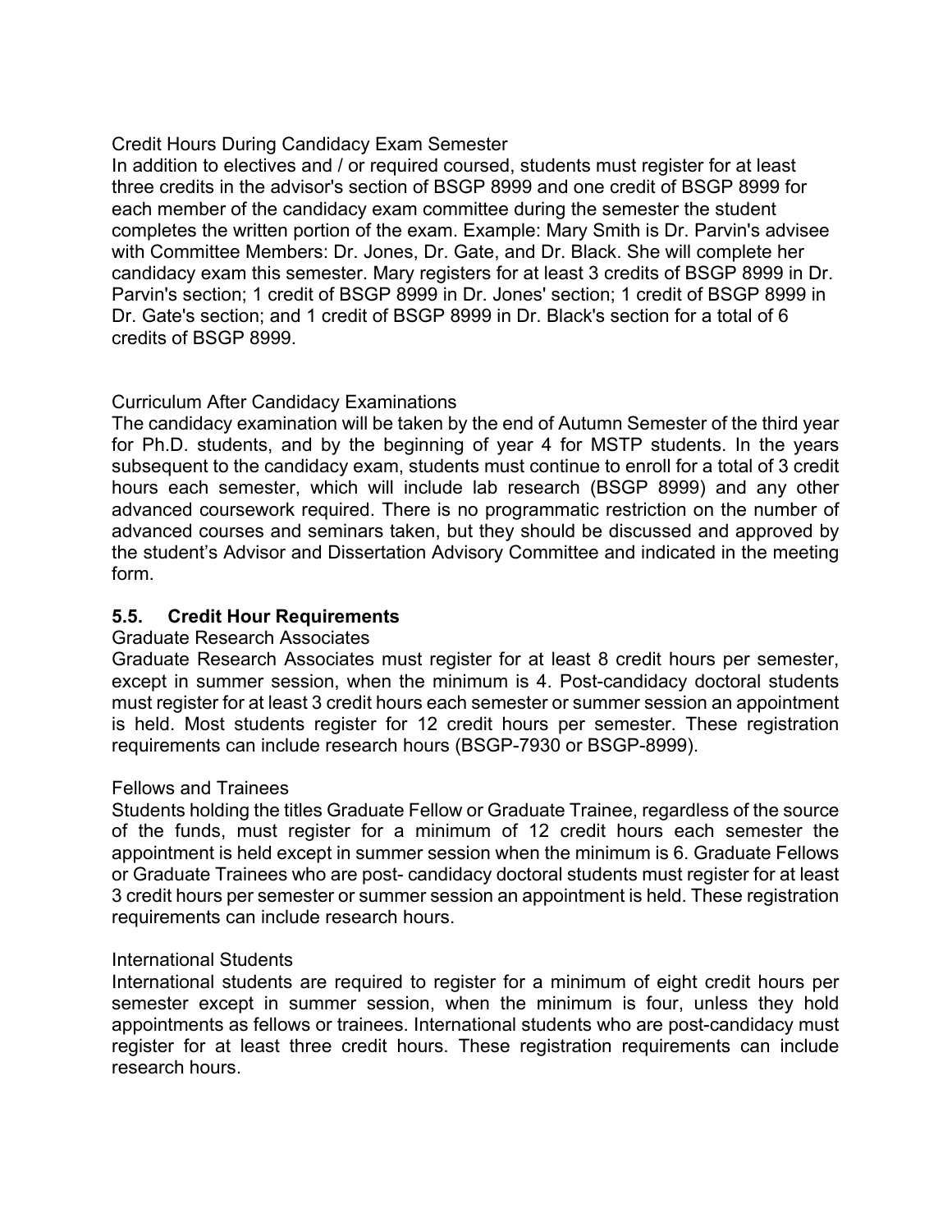Credit Hours During Candidacy Exam Semester

In addition to electives and / or required coursed, students must register for at least three credits in the advisor's section of BSGP 8999 and one credit of BSGP 8999 for each member of the candidacy exam committee during the semester the student completes the written portion of the exam. Example: Mary Smith is Dr. Parvin's advisee with Committee Members: Dr. Jones, Dr. Gate, and Dr. Black. She will complete her candidacy exam this semester. Mary registers for at least 3 credits of BSGP 8999 in Dr. Parvin's section; 1 credit of BSGP 8999 in Dr. Jones' section; 1 credit of BSGP 8999 in Dr. Gate's section; and 1 credit of BSGP 8999 in Dr. Black's section for a total of 6 credits of BSGP 8999.

Curriculum After Candidacy Examinations

The candidacy examination will be taken by the end of Autumn Semester of the third year for Ph.D. students, and by the beginning of year 4 for MSTP students. In the years subsequent to the candidacy exam, students must continue to enroll for a total of 3 credit hours each semester, which will include lab research (BSGP 8999) and any other advanced coursework required. There is no programmatic restriction on the number of advanced courses and seminars taken, but they should be discussed and approved by the student's Advisor and Dissertation Advisory Committee and indicated in the meeting form.

### 5.5. Credit Hour Requirements

Graduate Research Associates

Graduate Research Associates must register for at least 8 credit hours per semester, except in summer session, when the minimum is 4. Post-candidacy doctoral students must register for at least 3 credit hours each semester or summer session an appointment is held. Most students register for 12 credit hours per semester. These registration requirements can include research hours (BSGP-7930 or BSGP-8999).

Fellows and Trainees

Students holding the titles Graduate Fellow or Graduate Trainee, regardless of the source of the funds, must register for a minimum of 12 credit hours each semester the appointment is held except in summer session when the minimum is 6. Graduate Fellows or Graduate Trainees who are post- candidacy doctoral students must register for at least 3 credit hours per semester or summer session an appointment is held. These registration requirements can include research hours.

International Students

International students are required to register for a minimum of eight credit hours per semester except in summer session, when the minimum is four, unless they hold appointments as fellows or trainees. International students who are post-candidacy must register for at least three credit hours. These registration requirements can include research hours.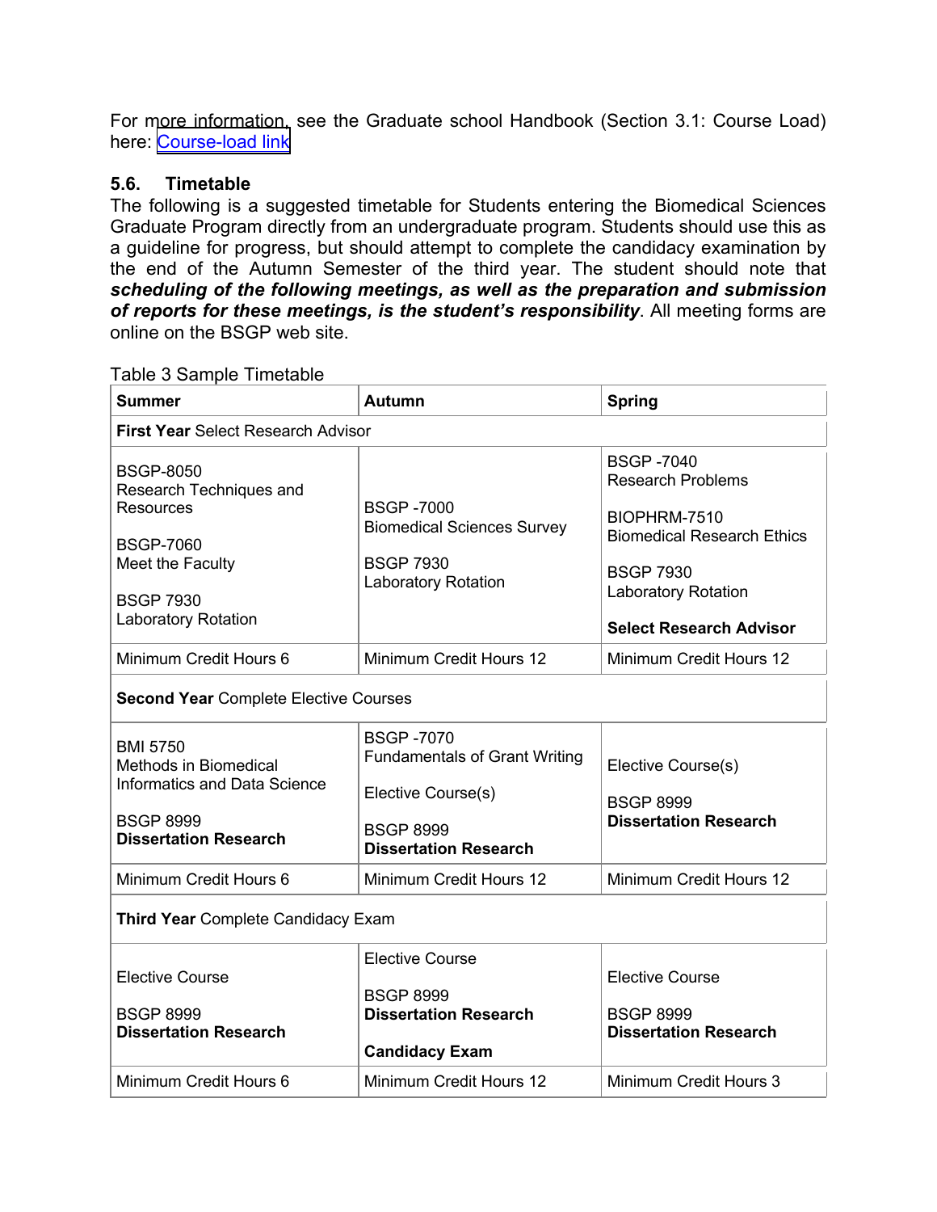For more information, see the Graduate school Handbook (Section 3.1: Course Load) here: [Course-load link]

### 5.6. Timetable

The following is a suggested timetable for Students entering the Biomedical Sciences Graduate Program directly from an undergraduate program. Students should use this as a guideline for progress, but should attempt to complete the candidacy examination by the end of the Autumn Semester of the third year. The student should note that ***scheduling of the following meetings, as well as the preparation and submission of reports for these meetings, is the student's responsibility***. All meeting forms are online on the BSGP web site.

Table 3 Sample Timetable

| Summer | Autumn | Spring |
|---|---|---|
| **First Year** Select Research Advisor | | |
| BSGP-8050 Research Techniques and Resources<br><br>BSGP-7060 Meet the Faculty<br><br>BSGP 7930 Laboratory Rotation | BSGP -7000 Biomedical Sciences Survey<br><br>BSGP 7930 Laboratory Rotation | BSGP -7040 Research Problems<br><br>BIOPHRM-7510 Biomedical Research Ethics<br><br>BSGP 7930 Laboratory Rotation<br><br>**Select Research Advisor** |
| Minimum Credit Hours 6 | Minimum Credit Hours 12 | Minimum Credit Hours 12 |
| **Second Year** Complete Elective Courses | | |
| BMI 5750 Methods in Biomedical Informatics and Data Science<br><br>BSGP 8999 **Dissertation Research** | BSGP -7070 Fundamentals of Grant Writing<br><br>Elective Course(s)<br><br>BSGP 8999 **Dissertation Research** | Elective Course(s)<br><br>BSGP 8999 **Dissertation Research** |
| Minimum Credit Hours 6 | Minimum Credit Hours 12 | Minimum Credit Hours 12 |
| **Third Year** Complete Candidacy Exam | | |
| Elective Course<br><br>BSGP 8999 **Dissertation Research** | Elective Course<br><br>BSGP 8999 **Dissertation Research**<br><br>**Candidacy Exam** | Elective Course<br><br>BSGP 8999 **Dissertation Research** |
| Minimum Credit Hours 6 | Minimum Credit Hours 12 | Minimum Credit Hours 3 |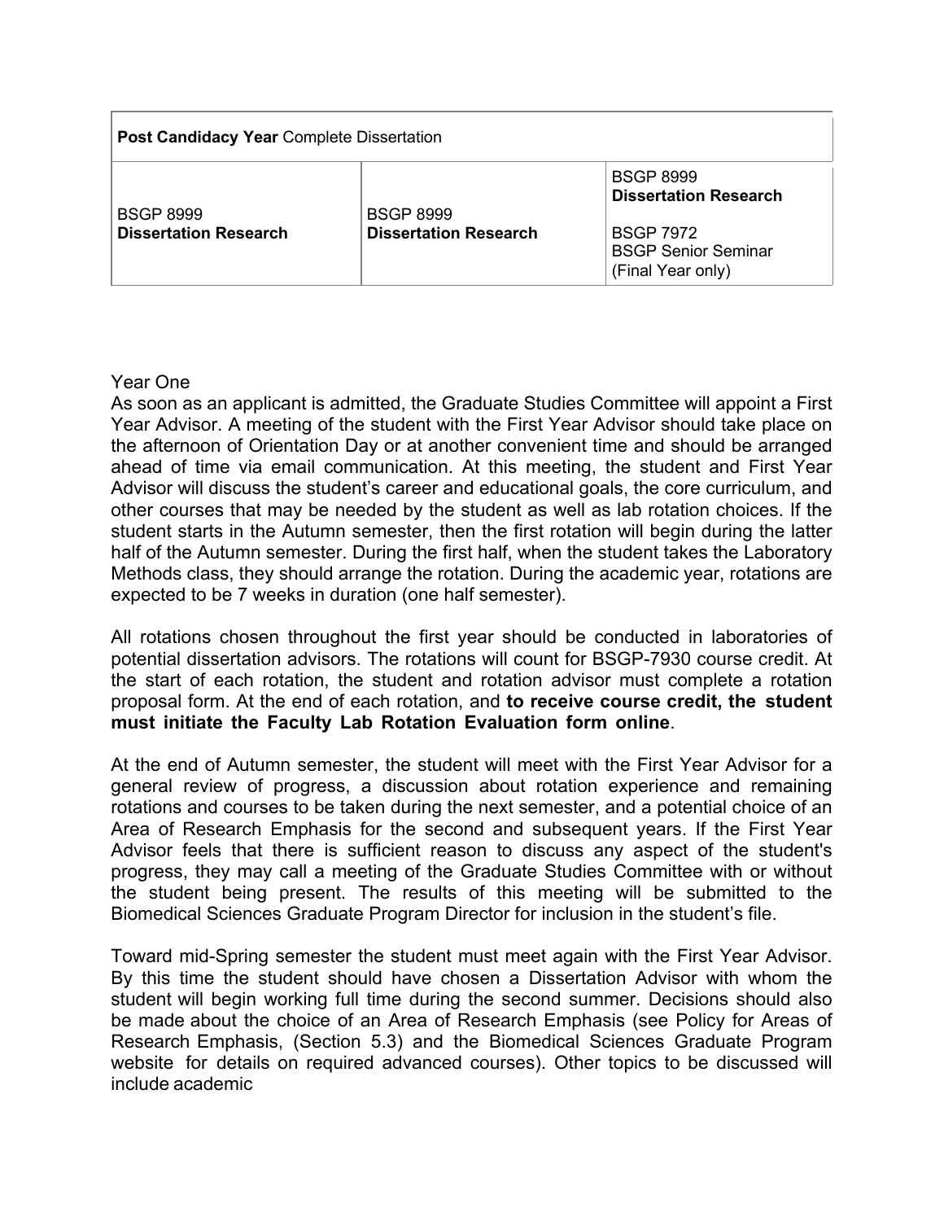| **Post Candidacy Year** Complete Dissertation | | |
|---|---|---|
| BSGP 8999<br>**Dissertation Research** | BSGP 8999<br>**Dissertation Research** | BSGP 8999<br>**Dissertation Research**<br><br>BSGP 7972<br>BSGP Senior Seminar<br>(Final Year only) |

Year One

As soon as an applicant is admitted, the Graduate Studies Committee will appoint a First Year Advisor. A meeting of the student with the First Year Advisor should take place on the afternoon of Orientation Day or at another convenient time and should be arranged ahead of time via email communication. At this meeting, the student and First Year Advisor will discuss the student's career and educational goals, the core curriculum, and other courses that may be needed by the student as well as lab rotation choices. If the student starts in the Autumn semester, then the first rotation will begin during the latter half of the Autumn semester. During the first half, when the student takes the Laboratory Methods class, they should arrange the rotation. During the academic year, rotations are expected to be 7 weeks in duration (one half semester).

All rotations chosen throughout the first year should be conducted in laboratories of potential dissertation advisors. The rotations will count for BSGP-7930 course credit. At the start of each rotation, the student and rotation advisor must complete a rotation proposal form. At the end of each rotation, and **to receive course credit, the student must initiate the Faculty Lab Rotation Evaluation form online**.

At the end of Autumn semester, the student will meet with the First Year Advisor for a general review of progress, a discussion about rotation experience and remaining rotations and courses to be taken during the next semester, and a potential choice of an Area of Research Emphasis for the second and subsequent years. If the First Year Advisor feels that there is sufficient reason to discuss any aspect of the student's progress, they may call a meeting of the Graduate Studies Committee with or without the student being present. The results of this meeting will be submitted to the Biomedical Sciences Graduate Program Director for inclusion in the student's file.

Toward mid-Spring semester the student must meet again with the First Year Advisor. By this time the student should have chosen a Dissertation Advisor with whom the student will begin working full time during the second summer. Decisions should also be made about the choice of an Area of Research Emphasis (see Policy for Areas of Research Emphasis, (Section 5.3) and the Biomedical Sciences Graduate Program website for details on required advanced courses). Other topics to be discussed will include academic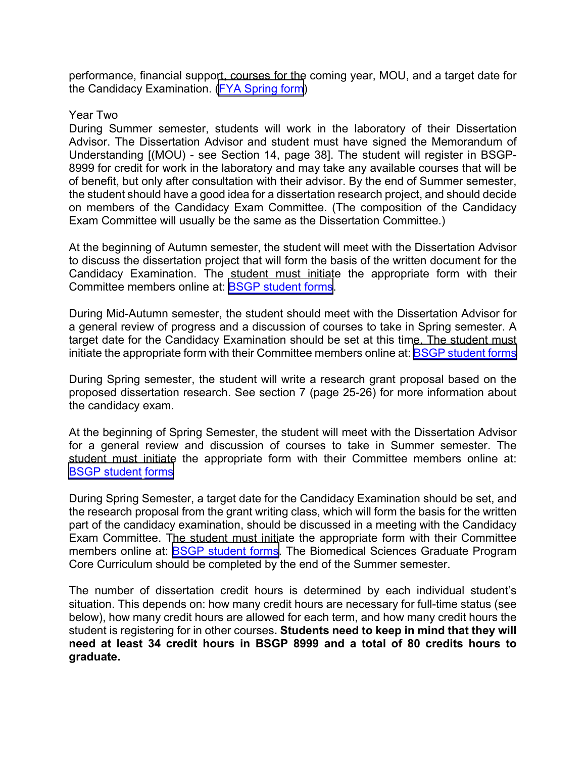performance, financial support, courses for the coming year, MOU, and a target date for the Candidacy Examination. (FYA Spring form)

Year Two

During Summer semester, students will work in the laboratory of their Dissertation Advisor. The Dissertation Advisor and student must have signed the Memorandum of Understanding [(MOU) - see Section 14, page 38]. The student will register in BSGP-8999 for credit for work in the laboratory and may take any available courses that will be of benefit, but only after consultation with their advisor. By the end of Summer semester, the student should have a good idea for a dissertation research project, and should decide on members of the Candidacy Exam Committee. (The composition of the Candidacy Exam Committee will usually be the same as the Dissertation Committee.)

At the beginning of Autumn semester, the student will meet with the Dissertation Advisor to discuss the dissertation project that will form the basis of the written document for the Candidacy Examination. The student must initiate the appropriate form with their Committee members online at: BSGP student forms.

During Mid-Autumn semester, the student should meet with the Dissertation Advisor for a general review of progress and a discussion of courses to take in Spring semester. A target date for the Candidacy Examination should be set at this time. The student must initiate the appropriate form with their Committee members online at: BSGP student forms

During Spring semester, the student will write a research grant proposal based on the proposed dissertation research. See section 7 (page 25-26) for more information about the candidacy exam.

At the beginning of Spring Semester, the student will meet with the Dissertation Advisor for a general review and discussion of courses to take in Summer semester. The student must initiate the appropriate form with their Committee members online at: BSGP student forms

During Spring Semester, a target date for the Candidacy Examination should be set, and the research proposal from the grant writing class, which will form the basis for the written part of the candidacy examination, should be discussed in a meeting with the Candidacy Exam Committee. The student must initiate the appropriate form with their Committee members online at: BSGP student forms. The Biomedical Sciences Graduate Program Core Curriculum should be completed by the end of the Summer semester.

The number of dissertation credit hours is determined by each individual student's situation. This depends on: how many credit hours are necessary for full-time status (see below), how many credit hours are allowed for each term, and how many credit hours the student is registering for in other courses. **Students need to keep in mind that they will need at least 34 credit hours in BSGP 8999 and a total of 80 credits hours to graduate.**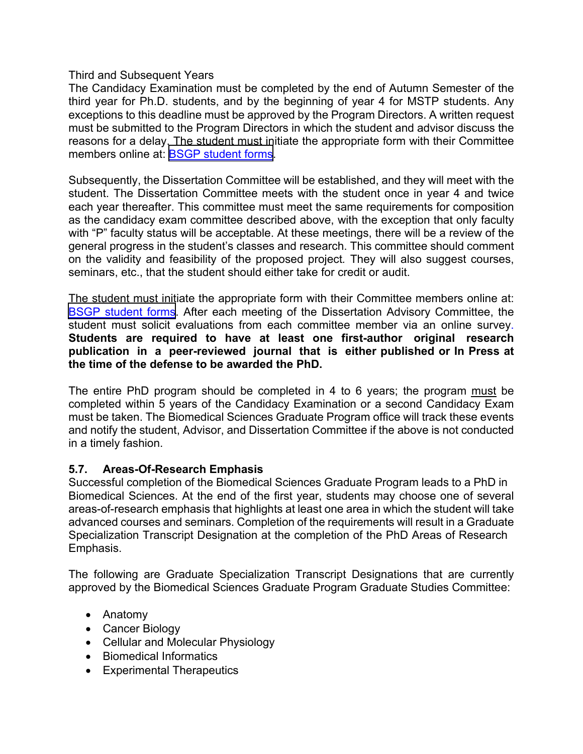Third and Subsequent Years

The Candidacy Examination must be completed by the end of Autumn Semester of the third year for Ph.D. students, and by the beginning of year 4 for MSTP students. Any exceptions to this deadline must be approved by the Program Directors. A written request must be submitted to the Program Directors in which the student and advisor discuss the reasons for a delay. The student must initiate the appropriate form with their Committee members online at: BSGP student forms.

Subsequently, the Dissertation Committee will be established, and they will meet with the student. The Dissertation Committee meets with the student once in year 4 and twice each year thereafter. This committee must meet the same requirements for composition as the candidacy exam committee described above, with the exception that only faculty with "P" faculty status will be acceptable. At these meetings, there will be a review of the general progress in the student's classes and research. This committee should comment on the validity and feasibility of the proposed project. They will also suggest courses, seminars, etc., that the student should either take for credit or audit.

The student must initiate the appropriate form with their Committee members online at: BSGP student forms. After each meeting of the Dissertation Advisory Committee, the student must solicit evaluations from each committee member via an online survey. **Students are required to have at least one first-author original research publication in a peer-reviewed journal that is either published or In Press at the time of the defense to be awarded the PhD.**

The entire PhD program should be completed in 4 to 6 years; the program must be completed within 5 years of the Candidacy Examination or a second Candidacy Exam must be taken. The Biomedical Sciences Graduate Program office will track these events and notify the student, Advisor, and Dissertation Committee if the above is not conducted in a timely fashion.

### 5.7. Areas-Of-Research Emphasis

Successful completion of the Biomedical Sciences Graduate Program leads to a PhD in Biomedical Sciences. At the end of the first year, students may choose one of several areas-of-research emphasis that highlights at least one area in which the student will take advanced courses and seminars. Completion of the requirements will result in a Graduate Specialization Transcript Designation at the completion of the PhD Areas of Research Emphasis.

The following are Graduate Specialization Transcript Designations that are currently approved by the Biomedical Sciences Graduate Program Graduate Studies Committee:

- Anatomy
- Cancer Biology
- Cellular and Molecular Physiology
- Biomedical Informatics
- Experimental Therapeutics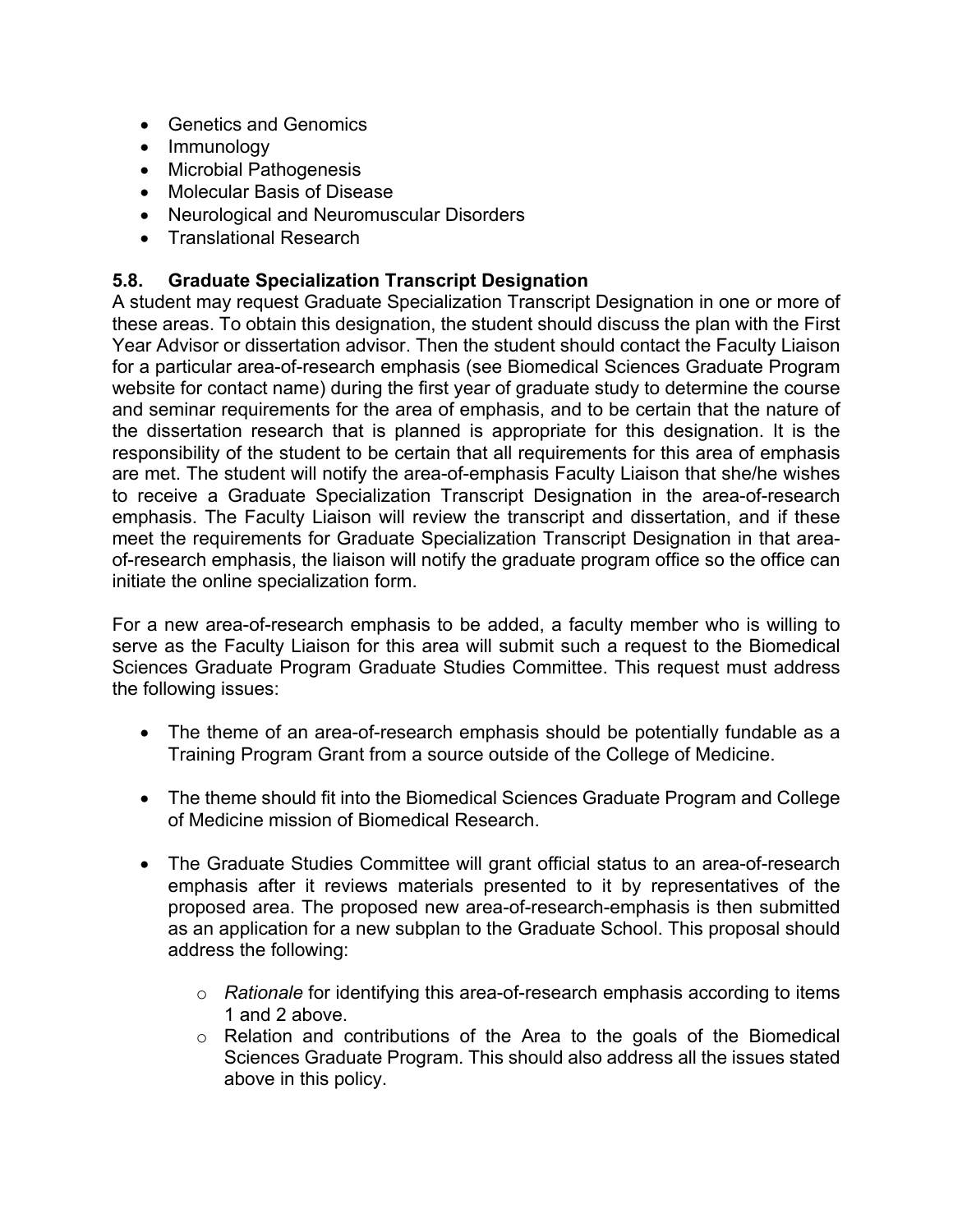- Genetics and Genomics
- Immunology
- Microbial Pathogenesis
- Molecular Basis of Disease
- Neurological and Neuromuscular Disorders
- Translational Research

### 5.8. Graduate Specialization Transcript Designation

A student may request Graduate Specialization Transcript Designation in one or more of these areas. To obtain this designation, the student should discuss the plan with the First Year Advisor or dissertation advisor. Then the student should contact the Faculty Liaison for a particular area-of-research emphasis (see Biomedical Sciences Graduate Program website for contact name) during the first year of graduate study to determine the course and seminar requirements for the area of emphasis, and to be certain that the nature of the dissertation research that is planned is appropriate for this designation. It is the responsibility of the student to be certain that all requirements for this area of emphasis are met. The student will notify the area-of-emphasis Faculty Liaison that she/he wishes to receive a Graduate Specialization Transcript Designation in the area-of-research emphasis. The Faculty Liaison will review the transcript and dissertation, and if these meet the requirements for Graduate Specialization Transcript Designation in that area-of-research emphasis, the liaison will notify the graduate program office so the office can initiate the online specialization form.

For a new area-of-research emphasis to be added, a faculty member who is willing to serve as the Faculty Liaison for this area will submit such a request to the Biomedical Sciences Graduate Program Graduate Studies Committee. This request must address the following issues:

- The theme of an area-of-research emphasis should be potentially fundable as a Training Program Grant from a source outside of the College of Medicine.
- The theme should fit into the Biomedical Sciences Graduate Program and College of Medicine mission of Biomedical Research.
- The Graduate Studies Committee will grant official status to an area-of-research emphasis after it reviews materials presented to it by representatives of the proposed area. The proposed new area-of-research-emphasis is then submitted as an application for a new subplan to the Graduate School. This proposal should address the following:
  - *Rationale* for identifying this area-of-research emphasis according to items 1 and 2 above.
  - Relation and contributions of the Area to the goals of the Biomedical Sciences Graduate Program. This should also address all the issues stated above in this policy.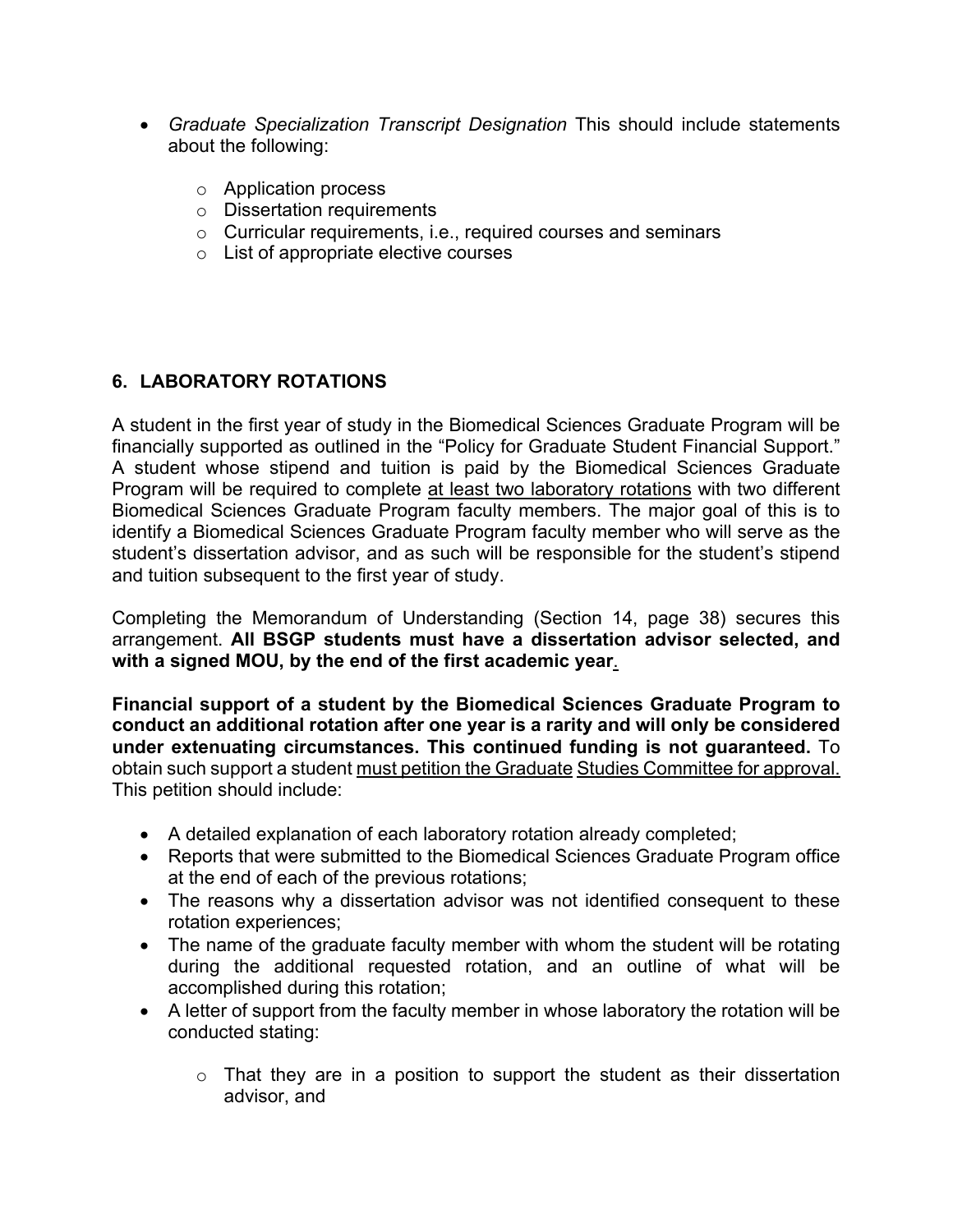- *Graduate Specialization Transcript Designation* This should include statements about the following:
  - Application process
  - Dissertation requirements
  - Curricular requirements, i.e., required courses and seminars
  - List of appropriate elective courses

## 6. LABORATORY ROTATIONS

A student in the first year of study in the Biomedical Sciences Graduate Program will be financially supported as outlined in the "Policy for Graduate Student Financial Support." A student whose stipend and tuition is paid by the Biomedical Sciences Graduate Program will be required to complete at least two laboratory rotations with two different Biomedical Sciences Graduate Program faculty members. The major goal of this is to identify a Biomedical Sciences Graduate Program faculty member who will serve as the student's dissertation advisor, and as such will be responsible for the student's stipend and tuition subsequent to the first year of study.

Completing the Memorandum of Understanding (Section 14, page 38) secures this arrangement. **All BSGP students must have a dissertation advisor selected, and with a signed MOU, by the end of the first academic year.**

**Financial support of a student by the Biomedical Sciences Graduate Program to conduct an additional rotation after one year is a rarity and will only be considered under extenuating circumstances. This continued funding is not guaranteed.** To obtain such support a student must petition the Graduate Studies Committee for approval. This petition should include:

- A detailed explanation of each laboratory rotation already completed;
- Reports that were submitted to the Biomedical Sciences Graduate Program office at the end of each of the previous rotations;
- The reasons why a dissertation advisor was not identified consequent to these rotation experiences;
- The name of the graduate faculty member with whom the student will be rotating during the additional requested rotation, and an outline of what will be accomplished during this rotation;
- A letter of support from the faculty member in whose laboratory the rotation will be conducted stating:
  - That they are in a position to support the student as their dissertation advisor, and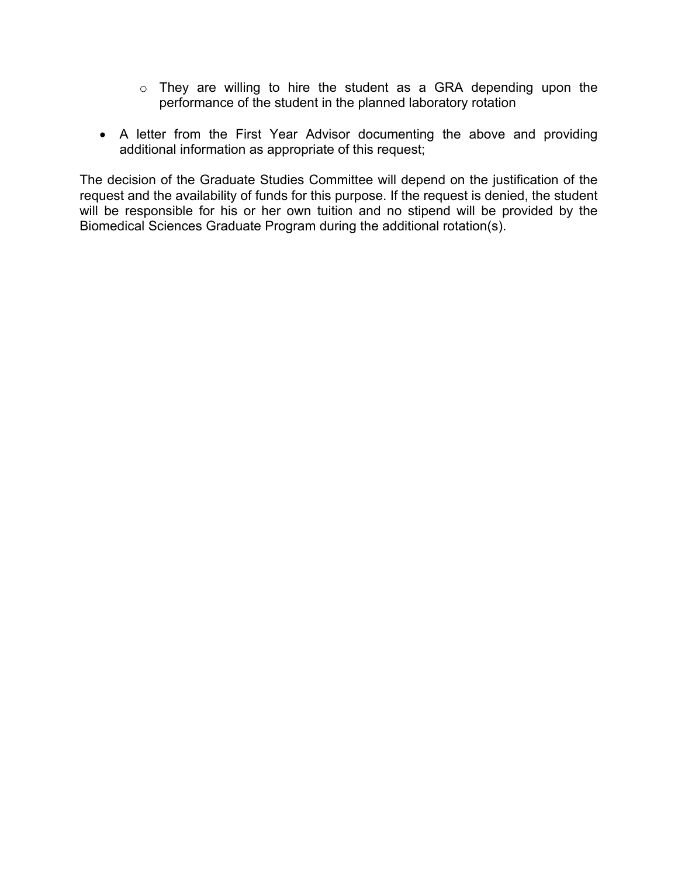- They are willing to hire the student as a GRA depending upon the performance of the student in the planned laboratory rotation

- A letter from the First Year Advisor documenting the above and providing additional information as appropriate of this request;

The decision of the Graduate Studies Committee will depend on the justification of the request and the availability of funds for this purpose. If the request is denied, the student will be responsible for his or her own tuition and no stipend will be provided by the Biomedical Sciences Graduate Program during the additional rotation(s).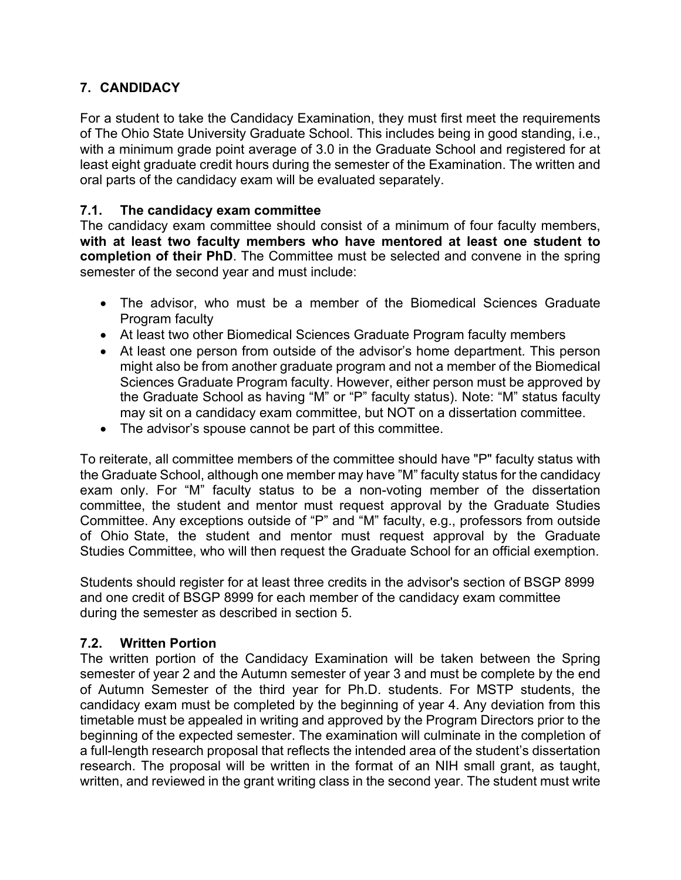## 7. CANDIDACY

For a student to take the Candidacy Examination, they must first meet the requirements of The Ohio State University Graduate School. This includes being in good standing, i.e., with a minimum grade point average of 3.0 in the Graduate School and registered for at least eight graduate credit hours during the semester of the Examination. The written and oral parts of the candidacy exam will be evaluated separately.

### 7.1. The candidacy exam committee

The candidacy exam committee should consist of a minimum of four faculty members, **with at least two faculty members who have mentored at least one student to completion of their PhD**. The Committee must be selected and convene in the spring semester of the second year and must include:

- The advisor, who must be a member of the Biomedical Sciences Graduate Program faculty
- At least two other Biomedical Sciences Graduate Program faculty members
- At least one person from outside of the advisor's home department. This person might also be from another graduate program and not a member of the Biomedical Sciences Graduate Program faculty. However, either person must be approved by the Graduate School as having "M" or "P" faculty status). Note: "M" status faculty may sit on a candidacy exam committee, but NOT on a dissertation committee.
- The advisor's spouse cannot be part of this committee.

To reiterate, all committee members of the committee should have "P" faculty status with the Graduate School, although one member may have "M" faculty status for the candidacy exam only. For "M" faculty status to be a non-voting member of the dissertation committee, the student and mentor must request approval by the Graduate Studies Committee. Any exceptions outside of "P" and "M" faculty, e.g., professors from outside of Ohio State, the student and mentor must request approval by the Graduate Studies Committee, who will then request the Graduate School for an official exemption.

Students should register for at least three credits in the advisor's section of BSGP 8999 and one credit of BSGP 8999 for each member of the candidacy exam committee during the semester as described in section 5.

### 7.2. Written Portion

The written portion of the Candidacy Examination will be taken between the Spring semester of year 2 and the Autumn semester of year 3 and must be complete by the end of Autumn Semester of the third year for Ph.D. students. For MSTP students, the candidacy exam must be completed by the beginning of year 4. Any deviation from this timetable must be appealed in writing and approved by the Program Directors prior to the beginning of the expected semester. The examination will culminate in the completion of a full-length research proposal that reflects the intended area of the student's dissertation research. The proposal will be written in the format of an NIH small grant, as taught, written, and reviewed in the grant writing class in the second year. The student must write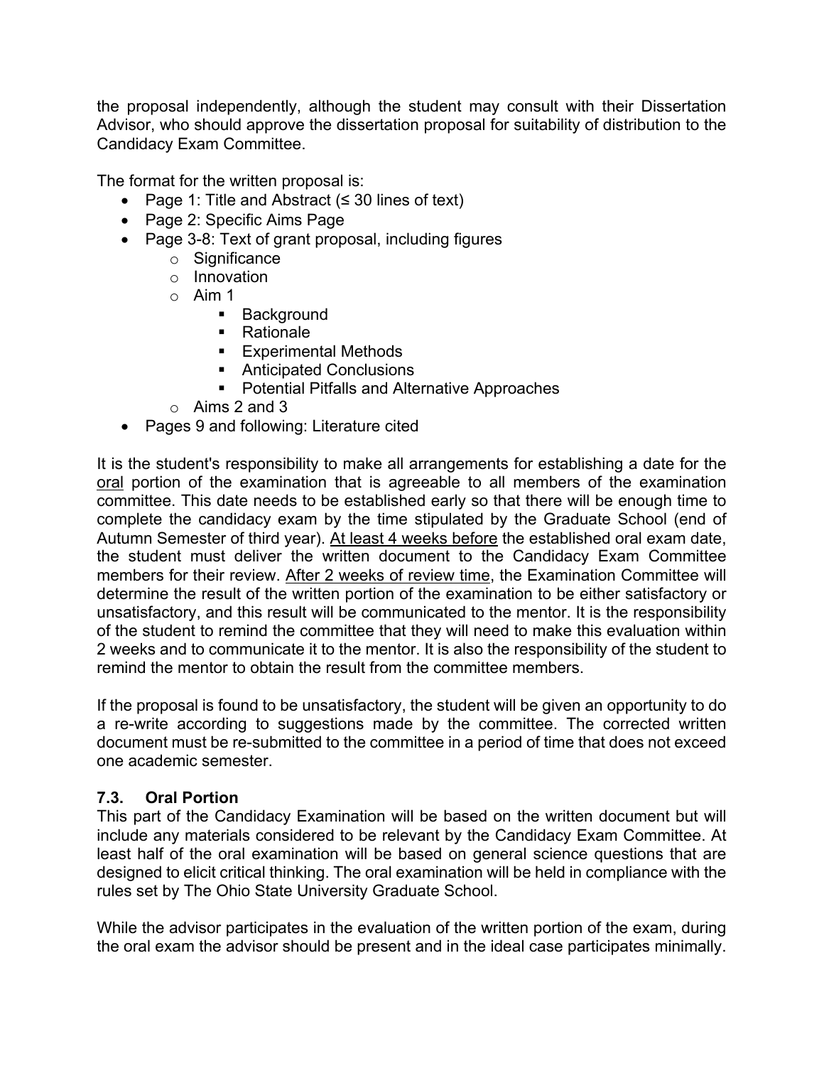the proposal independently, although the student may consult with their Dissertation Advisor, who should approve the dissertation proposal for suitability of distribution to the Candidacy Exam Committee.

The format for the written proposal is:

- Page 1: Title and Abstract (≤ 30 lines of text)
- Page 2: Specific Aims Page
- Page 3-8: Text of grant proposal, including figures
  - Significance
  - Innovation
  - Aim 1
    - Background
    - Rationale
    - Experimental Methods
    - Anticipated Conclusions
    - Potential Pitfalls and Alternative Approaches
  - Aims 2 and 3
- Pages 9 and following: Literature cited

It is the student's responsibility to make all arrangements for establishing a date for the <u>oral</u> portion of the examination that is agreeable to all members of the examination committee. This date needs to be established early so that there will be enough time to complete the candidacy exam by the time stipulated by the Graduate School (end of Autumn Semester of third year). <u>At least 4 weeks before</u> the established oral exam date, the student must deliver the written document to the Candidacy Exam Committee members for their review. <u>After 2 weeks of review time</u>, the Examination Committee will determine the result of the written portion of the examination to be either satisfactory or unsatisfactory, and this result will be communicated to the mentor. It is the responsibility of the student to remind the committee that they will need to make this evaluation within 2 weeks and to communicate it to the mentor. It is also the responsibility of the student to remind the mentor to obtain the result from the committee members.

If the proposal is found to be unsatisfactory, the student will be given an opportunity to do a re-write according to suggestions made by the committee. The corrected written document must be re-submitted to the committee in a period of time that does not exceed one academic semester.

### 7.3. Oral Portion

This part of the Candidacy Examination will be based on the written document but will include any materials considered to be relevant by the Candidacy Exam Committee. At least half of the oral examination will be based on general science questions that are designed to elicit critical thinking. The oral examination will be held in compliance with the rules set by The Ohio State University Graduate School.

While the advisor participates in the evaluation of the written portion of the exam, during the oral exam the advisor should be present and in the ideal case participates minimally.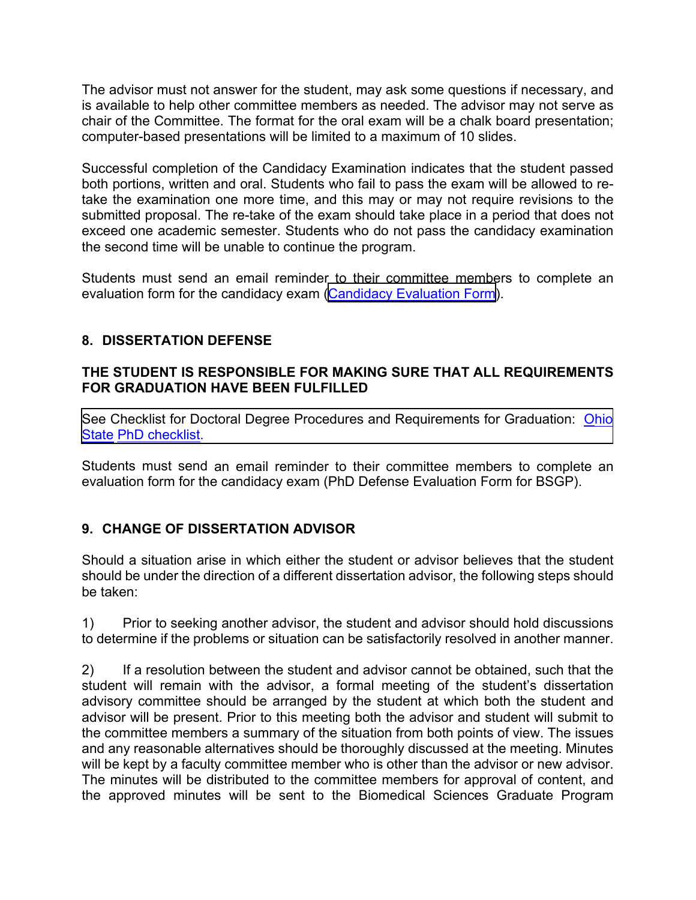The advisor must not answer for the student, may ask some questions if necessary, and is available to help other committee members as needed. The advisor may not serve as chair of the Committee. The format for the oral exam will be a chalk board presentation; computer-based presentations will be limited to a maximum of 10 slides.

Successful completion of the Candidacy Examination indicates that the student passed both portions, written and oral. Students who fail to pass the exam will be allowed to re-take the examination one more time, and this may or may not require revisions to the submitted proposal. The re-take of the exam should take place in a period that does not exceed one academic semester. Students who do not pass the candidacy examination the second time will be unable to continue the program.

Students must send an email reminder to their committee members to complete an evaluation form for the candidacy exam (Candidacy Evaluation Form).

## 8. DISSERTATION DEFENSE

**THE STUDENT IS RESPONSIBLE FOR MAKING SURE THAT ALL REQUIREMENTS FOR GRADUATION HAVE BEEN FULFILLED**

See Checklist for Doctoral Degree Procedures and Requirements for Graduation: Ohio State PhD checklist.

Students must send an email reminder to their committee members to complete an evaluation form for the candidacy exam (PhD Defense Evaluation Form for BSGP).

## 9. CHANGE OF DISSERTATION ADVISOR

Should a situation arise in which either the student or advisor believes that the student should be under the direction of a different dissertation advisor, the following steps should be taken:

1) Prior to seeking another advisor, the student and advisor should hold discussions to determine if the problems or situation can be satisfactorily resolved in another manner.

2) If a resolution between the student and advisor cannot be obtained, such that the student will remain with the advisor, a formal meeting of the student's dissertation advisory committee should be arranged by the student at which both the student and advisor will be present. Prior to this meeting both the advisor and student will submit to the committee members a summary of the situation from both points of view. The issues and any reasonable alternatives should be thoroughly discussed at the meeting. Minutes will be kept by a faculty committee member who is other than the advisor or new advisor. The minutes will be distributed to the committee members for approval of content, and the approved minutes will be sent to the Biomedical Sciences Graduate Program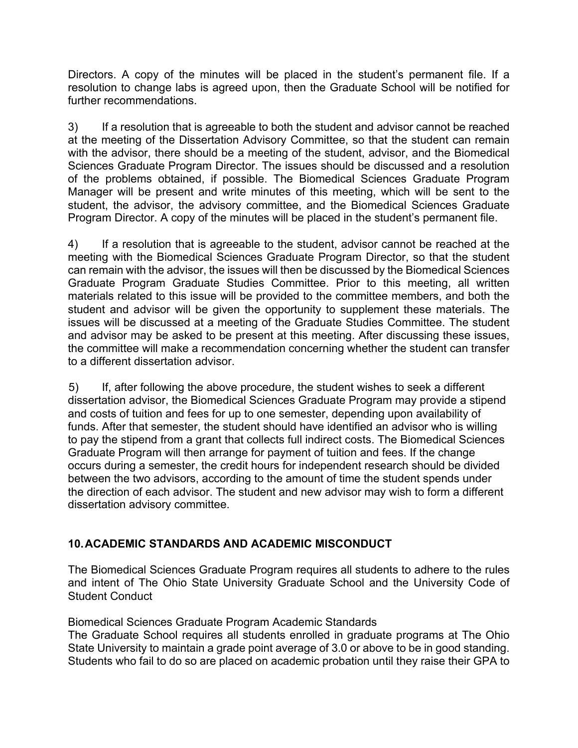Directors. A copy of the minutes will be placed in the student's permanent file. If a resolution to change labs is agreed upon, then the Graduate School will be notified for further recommendations.

3) If a resolution that is agreeable to both the student and advisor cannot be reached at the meeting of the Dissertation Advisory Committee, so that the student can remain with the advisor, there should be a meeting of the student, advisor, and the Biomedical Sciences Graduate Program Director. The issues should be discussed and a resolution of the problems obtained, if possible. The Biomedical Sciences Graduate Program Manager will be present and write minutes of this meeting, which will be sent to the student, the advisor, the advisory committee, and the Biomedical Sciences Graduate Program Director. A copy of the minutes will be placed in the student's permanent file.

4) If a resolution that is agreeable to the student, advisor cannot be reached at the meeting with the Biomedical Sciences Graduate Program Director, so that the student can remain with the advisor, the issues will then be discussed by the Biomedical Sciences Graduate Program Graduate Studies Committee. Prior to this meeting, all written materials related to this issue will be provided to the committee members, and both the student and advisor will be given the opportunity to supplement these materials. The issues will be discussed at a meeting of the Graduate Studies Committee. The student and advisor may be asked to be present at this meeting. After discussing these issues, the committee will make a recommendation concerning whether the student can transfer to a different dissertation advisor.

5) If, after following the above procedure, the student wishes to seek a different dissertation advisor, the Biomedical Sciences Graduate Program may provide a stipend and costs of tuition and fees for up to one semester, depending upon availability of funds. After that semester, the student should have identified an advisor who is willing to pay the stipend from a grant that collects full indirect costs. The Biomedical Sciences Graduate Program will then arrange for payment of tuition and fees. If the change occurs during a semester, the credit hours for independent research should be divided between the two advisors, according to the amount of time the student spends under the direction of each advisor. The student and new advisor may wish to form a different dissertation advisory committee.

## 10. ACADEMIC STANDARDS AND ACADEMIC MISCONDUCT

The Biomedical Sciences Graduate Program requires all students to adhere to the rules and intent of The Ohio State University Graduate School and the University Code of Student Conduct

Biomedical Sciences Graduate Program Academic Standards

The Graduate School requires all students enrolled in graduate programs at The Ohio State University to maintain a grade point average of 3.0 or above to be in good standing. Students who fail to do so are placed on academic probation until they raise their GPA to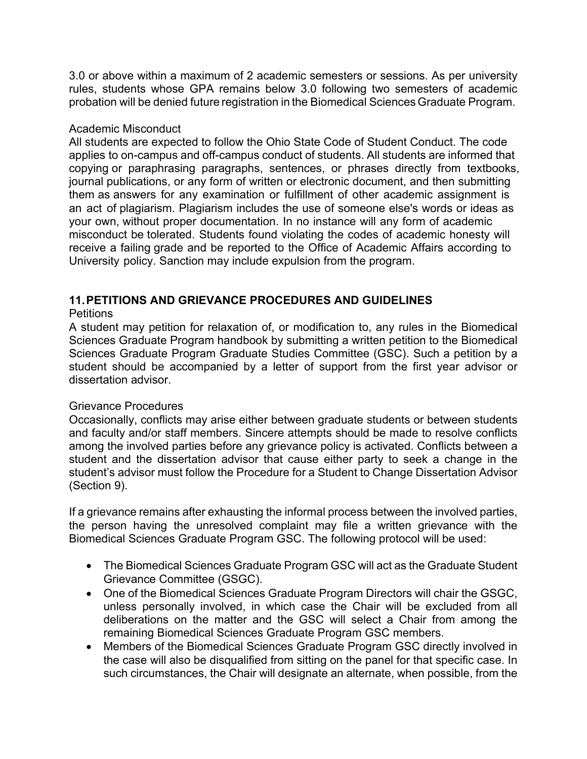3.0 or above within a maximum of 2 academic semesters or sessions. As per university rules, students whose GPA remains below 3.0 following two semesters of academic probation will be denied future registration in the Biomedical Sciences Graduate Program.

Academic Misconduct

All students are expected to follow the Ohio State Code of Student Conduct. The code applies to on-campus and off-campus conduct of students. All students are informed that copying or paraphrasing paragraphs, sentences, or phrases directly from textbooks, journal publications, or any form of written or electronic document, and then submitting them as answers for any examination or fulfillment of other academic assignment is an act of plagiarism. Plagiarism includes the use of someone else's words or ideas as your own, without proper documentation. In no instance will any form of academic misconduct be tolerated. Students found violating the codes of academic honesty will receive a failing grade and be reported to the Office of Academic Affairs according to University policy. Sanction may include expulsion from the program.

## 11. PETITIONS AND GRIEVANCE PROCEDURES AND GUIDELINES

Petitions

A student may petition for relaxation of, or modification to, any rules in the Biomedical Sciences Graduate Program handbook by submitting a written petition to the Biomedical Sciences Graduate Program Graduate Studies Committee (GSC). Such a petition by a student should be accompanied by a letter of support from the first year advisor or dissertation advisor.

Grievance Procedures

Occasionally, conflicts may arise either between graduate students or between students and faculty and/or staff members. Sincere attempts should be made to resolve conflicts among the involved parties before any grievance policy is activated. Conflicts between a student and the dissertation advisor that cause either party to seek a change in the student's advisor must follow the Procedure for a Student to Change Dissertation Advisor (Section 9).

If a grievance remains after exhausting the informal process between the involved parties, the person having the unresolved complaint may file a written grievance with the Biomedical Sciences Graduate Program GSC. The following protocol will be used:

- The Biomedical Sciences Graduate Program GSC will act as the Graduate Student Grievance Committee (GSGC).
- One of the Biomedical Sciences Graduate Program Directors will chair the GSGC, unless personally involved, in which case the Chair will be excluded from all deliberations on the matter and the GSC will select a Chair from among the remaining Biomedical Sciences Graduate Program GSC members.
- Members of the Biomedical Sciences Graduate Program GSC directly involved in the case will also be disqualified from sitting on the panel for that specific case. In such circumstances, the Chair will designate an alternate, when possible, from the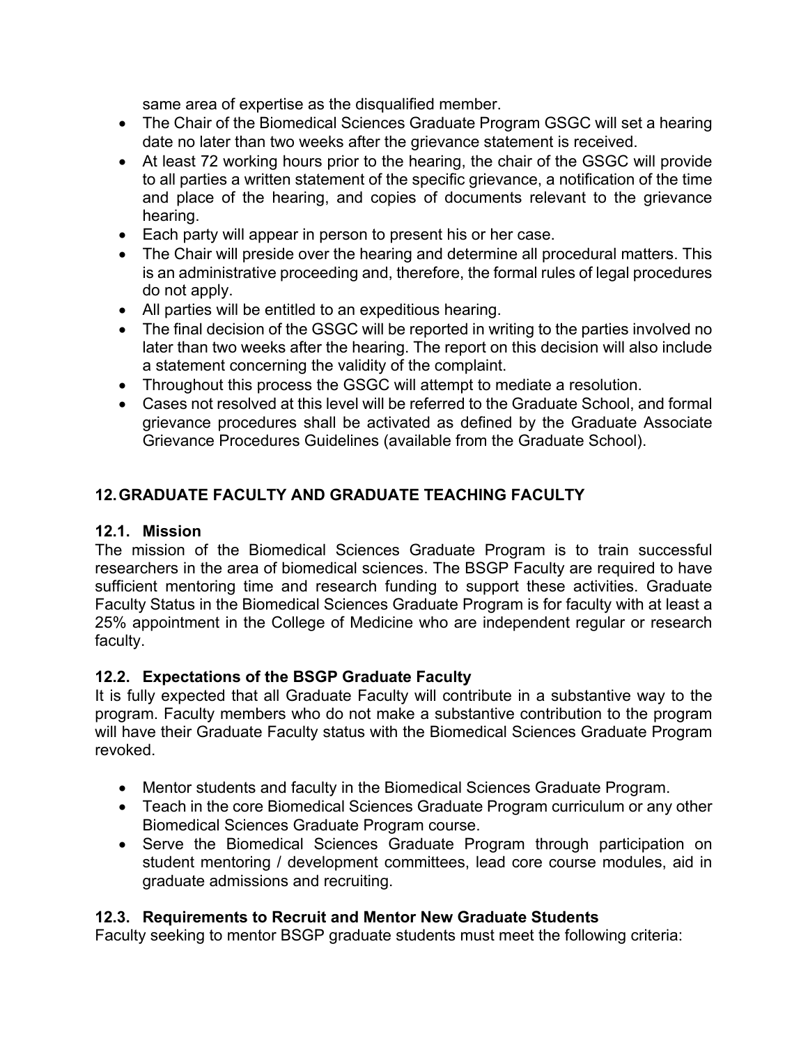same area of expertise as the disqualified member.

- The Chair of the Biomedical Sciences Graduate Program GSGC will set a hearing date no later than two weeks after the grievance statement is received.
- At least 72 working hours prior to the hearing, the chair of the GSGC will provide to all parties a written statement of the specific grievance, a notification of the time and place of the hearing, and copies of documents relevant to the grievance hearing.
- Each party will appear in person to present his or her case.
- The Chair will preside over the hearing and determine all procedural matters. This is an administrative proceeding and, therefore, the formal rules of legal procedures do not apply.
- All parties will be entitled to an expeditious hearing.
- The final decision of the GSGC will be reported in writing to the parties involved no later than two weeks after the hearing. The report on this decision will also include a statement concerning the validity of the complaint.
- Throughout this process the GSGC will attempt to mediate a resolution.
- Cases not resolved at this level will be referred to the Graduate School, and formal grievance procedures shall be activated as defined by the Graduate Associate Grievance Procedures Guidelines (available from the Graduate School).

## 12. GRADUATE FACULTY AND GRADUATE TEACHING FACULTY

### 12.1. Mission

The mission of the Biomedical Sciences Graduate Program is to train successful researchers in the area of biomedical sciences. The BSGP Faculty are required to have sufficient mentoring time and research funding to support these activities. Graduate Faculty Status in the Biomedical Sciences Graduate Program is for faculty with at least a 25% appointment in the College of Medicine who are independent regular or research faculty.

### 12.2. Expectations of the BSGP Graduate Faculty

It is fully expected that all Graduate Faculty will contribute in a substantive way to the program. Faculty members who do not make a substantive contribution to the program will have their Graduate Faculty status with the Biomedical Sciences Graduate Program revoked.

- Mentor students and faculty in the Biomedical Sciences Graduate Program.
- Teach in the core Biomedical Sciences Graduate Program curriculum or any other Biomedical Sciences Graduate Program course.
- Serve the Biomedical Sciences Graduate Program through participation on student mentoring / development committees, lead core course modules, aid in graduate admissions and recruiting.

### 12.3. Requirements to Recruit and Mentor New Graduate Students

Faculty seeking to mentor BSGP graduate students must meet the following criteria: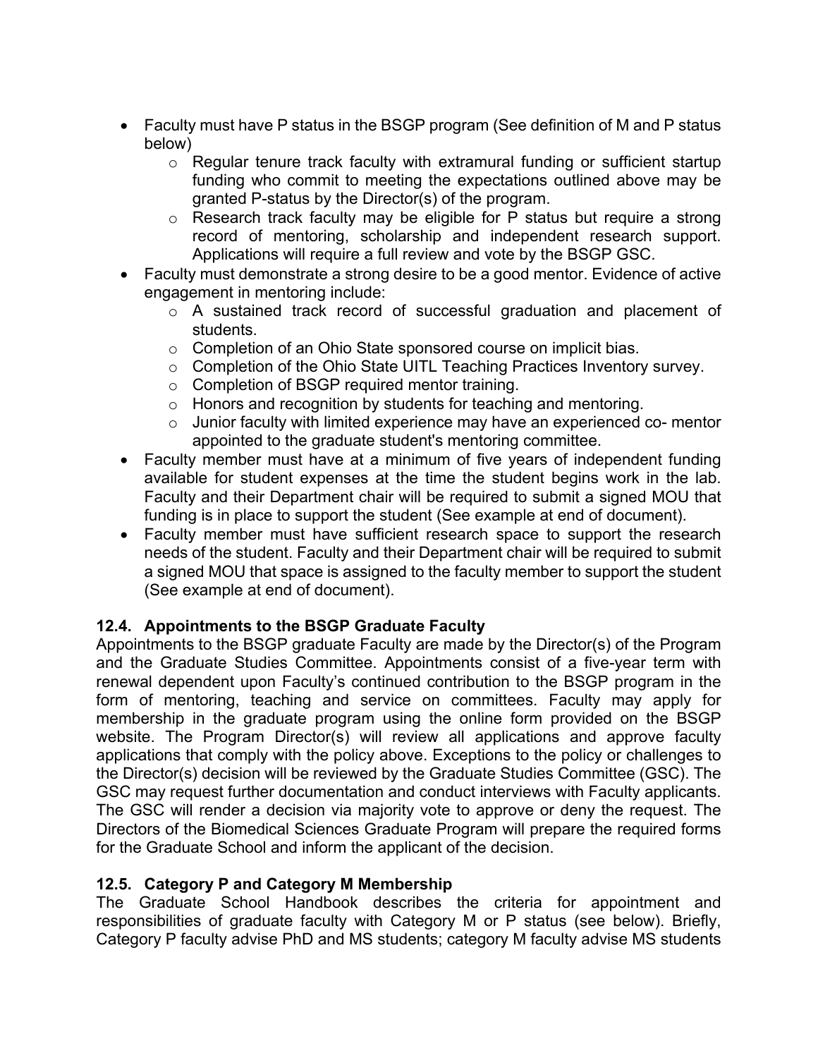- Faculty must have P status in the BSGP program (See definition of M and P status below)
  - Regular tenure track faculty with extramural funding or sufficient startup funding who commit to meeting the expectations outlined above may be granted P-status by the Director(s) of the program.
  - Research track faculty may be eligible for P status but require a strong record of mentoring, scholarship and independent research support. Applications will require a full review and vote by the BSGP GSC.
- Faculty must demonstrate a strong desire to be a good mentor. Evidence of active engagement in mentoring include:
  - A sustained track record of successful graduation and placement of students.
  - Completion of an Ohio State sponsored course on implicit bias.
  - Completion of the Ohio State UITL Teaching Practices Inventory survey.
  - Completion of BSGP required mentor training.
  - Honors and recognition by students for teaching and mentoring.
  - Junior faculty with limited experience may have an experienced co- mentor appointed to the graduate student's mentoring committee.
- Faculty member must have at a minimum of five years of independent funding available for student expenses at the time the student begins work in the lab. Faculty and their Department chair will be required to submit a signed MOU that funding is in place to support the student (See example at end of document).
- Faculty member must have sufficient research space to support the research needs of the student. Faculty and their Department chair will be required to submit a signed MOU that space is assigned to the faculty member to support the student (See example at end of document).

### 12.4. Appointments to the BSGP Graduate Faculty

Appointments to the BSGP graduate Faculty are made by the Director(s) of the Program and the Graduate Studies Committee. Appointments consist of a five-year term with renewal dependent upon Faculty's continued contribution to the BSGP program in the form of mentoring, teaching and service on committees. Faculty may apply for membership in the graduate program using the online form provided on the BSGP website. The Program Director(s) will review all applications and approve faculty applications that comply with the policy above. Exceptions to the policy or challenges to the Director(s) decision will be reviewed by the Graduate Studies Committee (GSC). The GSC may request further documentation and conduct interviews with Faculty applicants. The GSC will render a decision via majority vote to approve or deny the request. The Directors of the Biomedical Sciences Graduate Program will prepare the required forms for the Graduate School and inform the applicant of the decision.

### 12.5. Category P and Category M Membership

The Graduate School Handbook describes the criteria for appointment and responsibilities of graduate faculty with Category M or P status (see below). Briefly, Category P faculty advise PhD and MS students; category M faculty advise MS students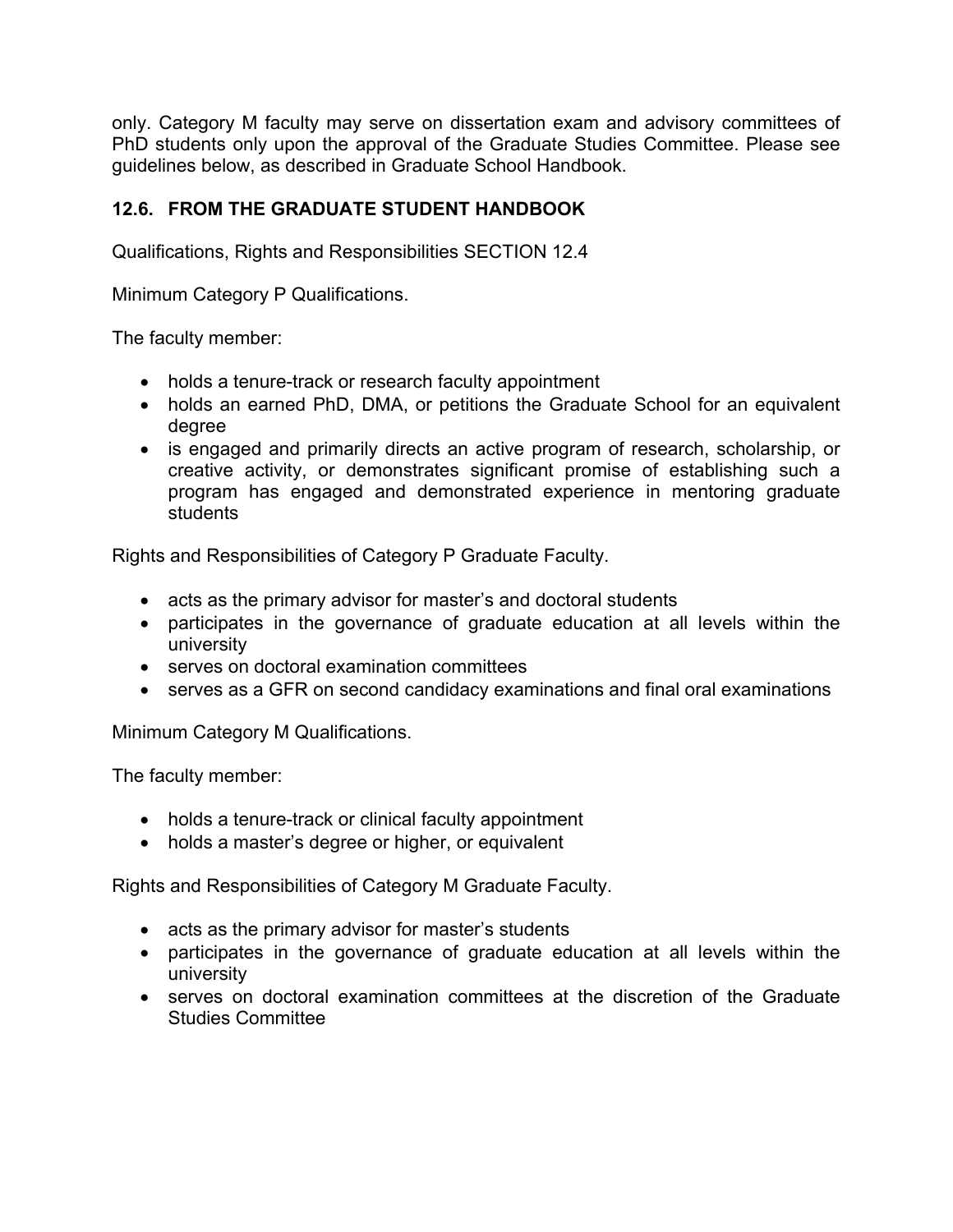only. Category M faculty may serve on dissertation exam and advisory committees of PhD students only upon the approval of the Graduate Studies Committee. Please see guidelines below, as described in Graduate School Handbook.

## 12.6. FROM THE GRADUATE STUDENT HANDBOOK

Qualifications, Rights and Responsibilities SECTION 12.4

Minimum Category P Qualifications.

The faculty member:

- holds a tenure-track or research faculty appointment
- holds an earned PhD, DMA, or petitions the Graduate School for an equivalent degree
- is engaged and primarily directs an active program of research, scholarship, or creative activity, or demonstrates significant promise of establishing such a program has engaged and demonstrated experience in mentoring graduate students

Rights and Responsibilities of Category P Graduate Faculty.

- acts as the primary advisor for master's and doctoral students
- participates in the governance of graduate education at all levels within the university
- serves on doctoral examination committees
- serves as a GFR on second candidacy examinations and final oral examinations

Minimum Category M Qualifications.

The faculty member:

- holds a tenure-track or clinical faculty appointment
- holds a master's degree or higher, or equivalent

Rights and Responsibilities of Category M Graduate Faculty.

- acts as the primary advisor for master's students
- participates in the governance of graduate education at all levels within the university
- serves on doctoral examination committees at the discretion of the Graduate Studies Committee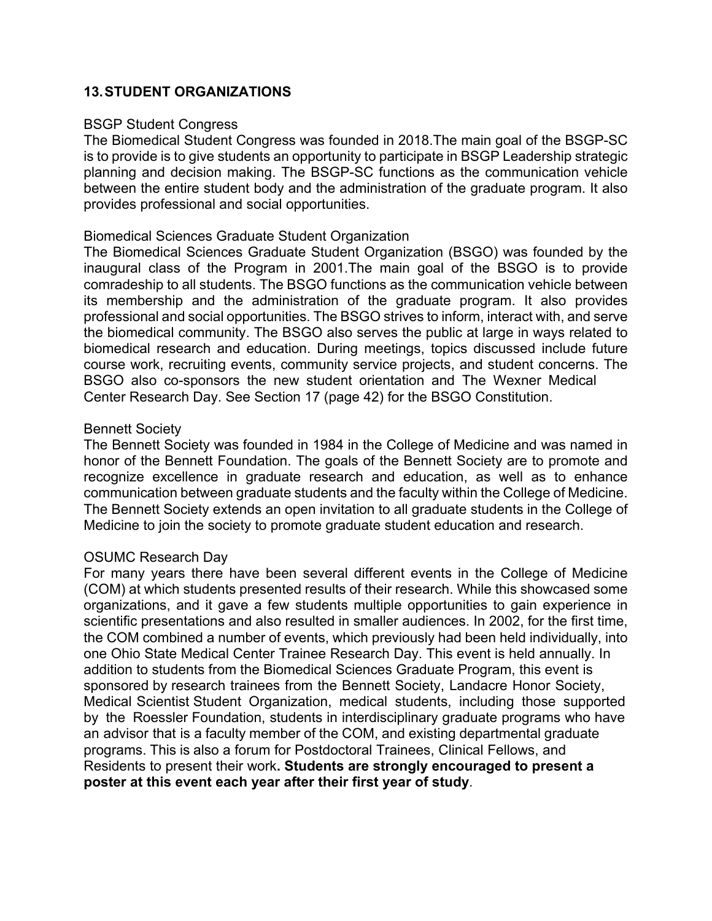## 13. STUDENT ORGANIZATIONS

### BSGP Student Congress

The Biomedical Student Congress was founded in 2018.The main goal of the BSGP-SC is to provide is to give students an opportunity to participate in BSGP Leadership strategic planning and decision making. The BSGP-SC functions as the communication vehicle between the entire student body and the administration of the graduate program. It also provides professional and social opportunities.

### Biomedical Sciences Graduate Student Organization

The Biomedical Sciences Graduate Student Organization (BSGO) was founded by the inaugural class of the Program in 2001.The main goal of the BSGO is to provide comradeship to all students. The BSGO functions as the communication vehicle between its membership and the administration of the graduate program. It also provides professional and social opportunities. The BSGO strives to inform, interact with, and serve the biomedical community. The BSGO also serves the public at large in ways related to biomedical research and education. During meetings, topics discussed include future course work, recruiting events, community service projects, and student concerns. The BSGO also co-sponsors the new student orientation and The Wexner Medical Center Research Day. See Section 17 (page 42) for the BSGO Constitution.

### Bennett Society

The Bennett Society was founded in 1984 in the College of Medicine and was named in honor of the Bennett Foundation. The goals of the Bennett Society are to promote and recognize excellence in graduate research and education, as well as to enhance communication between graduate students and the faculty within the College of Medicine. The Bennett Society extends an open invitation to all graduate students in the College of Medicine to join the society to promote graduate student education and research.

### OSUMC Research Day

For many years there have been several different events in the College of Medicine (COM) at which students presented results of their research. While this showcased some organizations, and it gave a few students multiple opportunities to gain experience in scientific presentations and also resulted in smaller audiences. In 2002, for the first time, the COM combined a number of events, which previously had been held individually, into one Ohio State Medical Center Trainee Research Day. This event is held annually. In addition to students from the Biomedical Sciences Graduate Program, this event is sponsored by research trainees from the Bennett Society, Landacre Honor Society, Medical Scientist Student Organization, medical students, including those supported by the Roessler Foundation, students in interdisciplinary graduate programs who have an advisor that is a faculty member of the COM, and existing departmental graduate programs. This is also a forum for Postdoctoral Trainees, Clinical Fellows, and Residents to present their work**. Students are strongly encouraged to present a poster at this event each year after their first year of study**.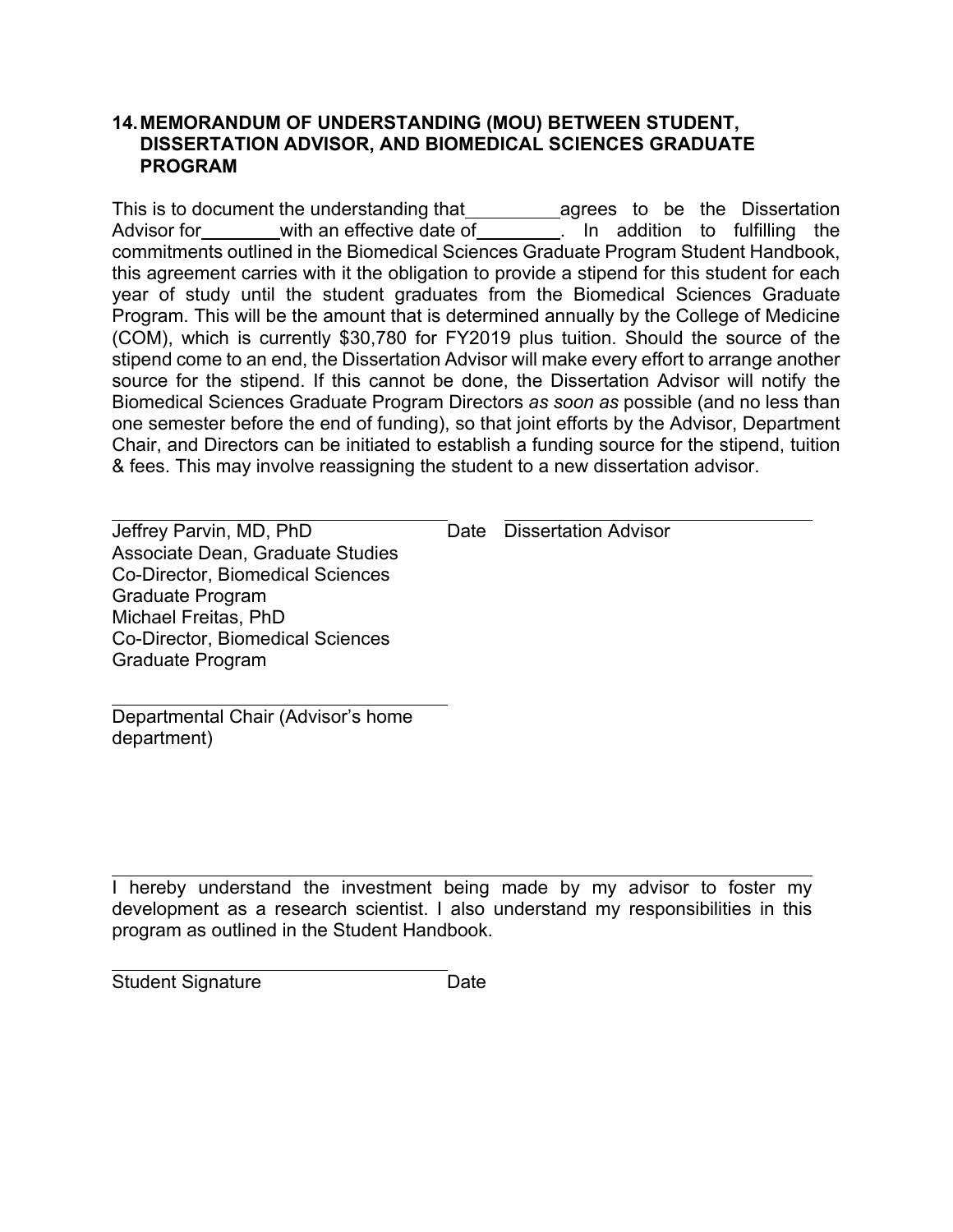## 14. MEMORANDUM OF UNDERSTANDING (MOU) BETWEEN STUDENT, DISSERTATION ADVISOR, AND BIOMEDICAL SCIENCES GRADUATE PROGRAM

This is to document the understanding that __________ agrees to be the Dissertation Advisor for ________ with an effective date of ________. In addition to fulfilling the commitments outlined in the Biomedical Sciences Graduate Program Student Handbook, this agreement carries with it the obligation to provide a stipend for this student for each year of study until the student graduates from the Biomedical Sciences Graduate Program. This will be the amount that is determined annually by the College of Medicine (COM), which is currently $30,780 for FY2019 plus tuition. Should the source of the stipend come to an end, the Dissertation Advisor will make every effort to arrange another source for the stipend. If this cannot be done, the Dissertation Advisor will notify the Biomedical Sciences Graduate Program Directors *as soon as* possible (and no less than one semester before the end of funding), so that joint efforts by the Advisor, Department Chair, and Directors can be initiated to establish a funding source for the stipend, tuition & fees. This may involve reassigning the student to a new dissertation advisor.

______________________________ Date ______________________________

Jeffrey Parvin, MD, PhD
Associate Dean, Graduate Studies
Co-Director, Biomedical Sciences Graduate Program
Michael Freitas, PhD
Co-Director, Biomedical Sciences Graduate Program

Dissertation Advisor

______________________________

Departmental Chair (Advisor's home department)

______________________________

I hereby understand the investment being made by my advisor to foster my development as a research scientist. I also understand my responsibilities in this program as outlined in the Student Handbook.

______________________________

Student Signature Date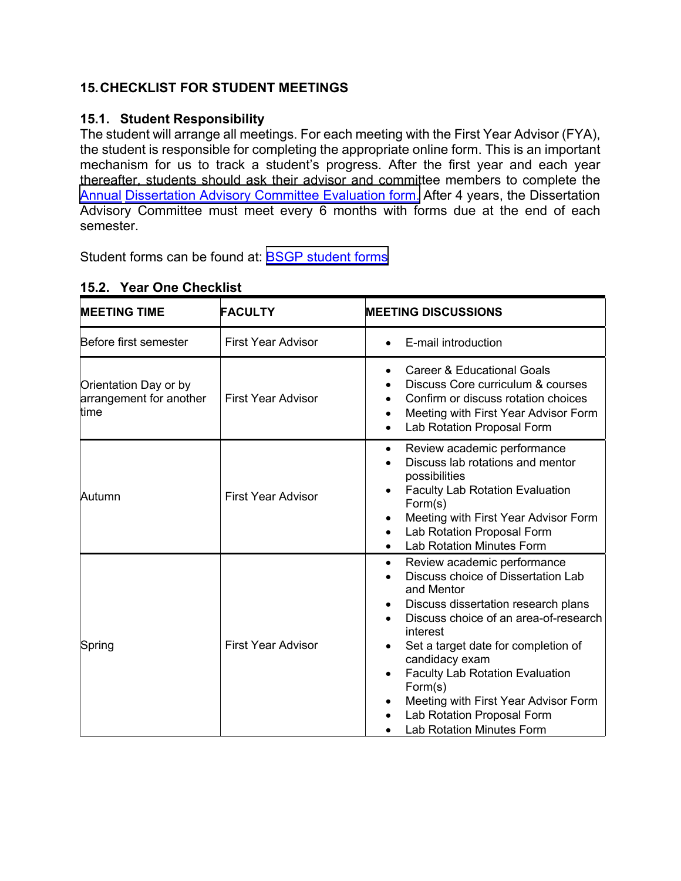## 15. CHECKLIST FOR STUDENT MEETINGS

### 15.1. Student Responsibility

The student will arrange all meetings. For each meeting with the First Year Advisor (FYA), the student is responsible for completing the appropriate online form. This is an important mechanism for us to track a student's progress. After the first year and each year thereafter, students should ask their advisor and committee members to complete the Annual Dissertation Advisory Committee Evaluation form. After 4 years, the Dissertation Advisory Committee must meet every 6 months with forms due at the end of each semester.

Student forms can be found at: BSGP student forms

### 15.2. Year One Checklist

| MEETING TIME | FACULTY | MEETING DISCUSSIONS |
|---|---|---|
| Before first semester | First Year Advisor | • E-mail introduction |
| Orientation Day or by arrangement for another time | First Year Advisor | • Career & Educational Goals<br>• Discuss Core curriculum & courses<br>• Confirm or discuss rotation choices<br>• Meeting with First Year Advisor Form<br>• Lab Rotation Proposal Form |
| Autumn | First Year Advisor | • Review academic performance<br>• Discuss lab rotations and mentor possibilities<br>• Faculty Lab Rotation Evaluation Form(s)<br>• Meeting with First Year Advisor Form<br>• Lab Rotation Proposal Form<br>• Lab Rotation Minutes Form |
| Spring | First Year Advisor | • Review academic performance<br>• Discuss choice of Dissertation Lab and Mentor<br>• Discuss dissertation research plans<br>• Discuss choice of an area-of-research interest<br>• Set a target date for completion of candidacy exam<br>• Faculty Lab Rotation Evaluation Form(s)<br>• Meeting with First Year Advisor Form<br>• Lab Rotation Proposal Form<br>• Lab Rotation Minutes Form |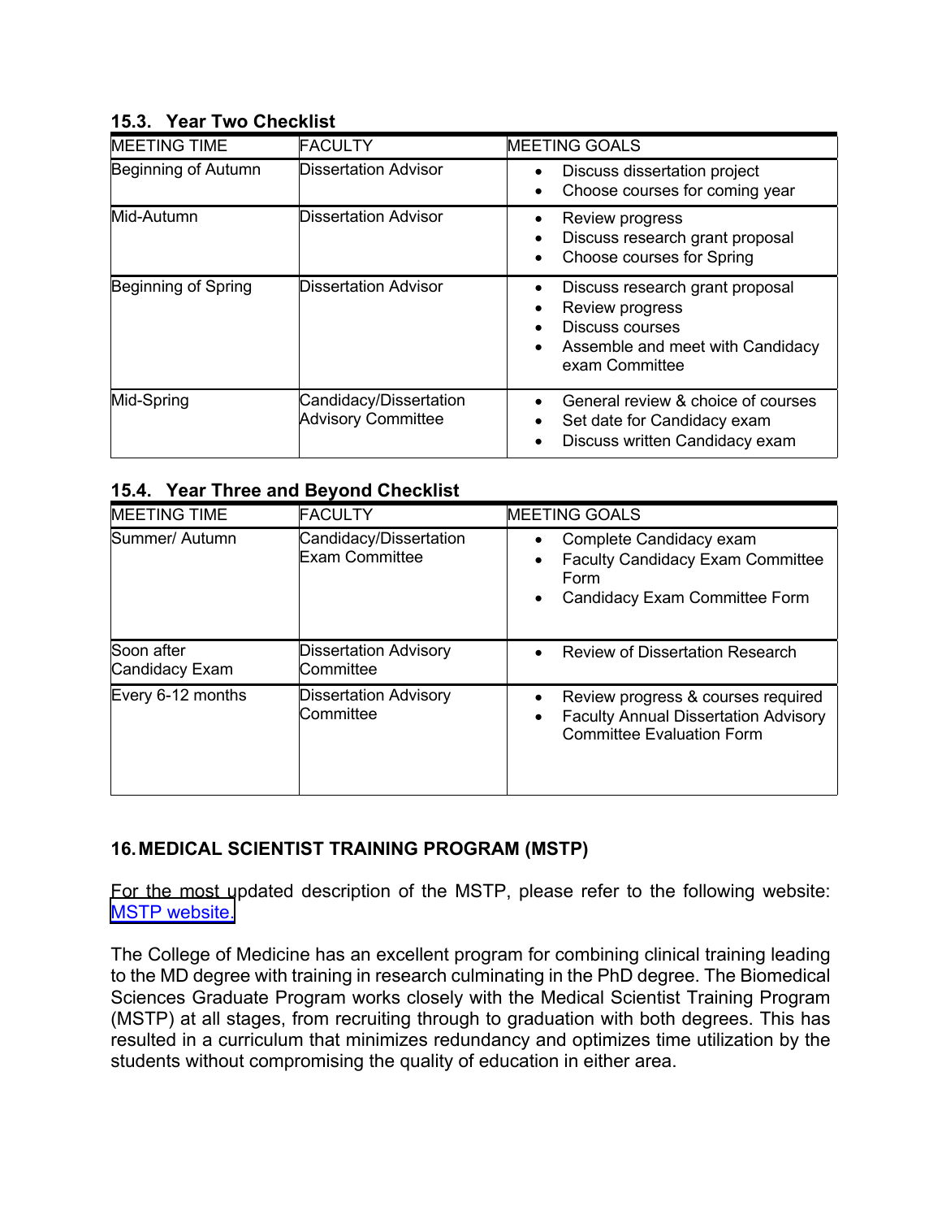### 15.3. Year Two Checklist

| MEETING TIME | FACULTY | MEETING GOALS |
| --- | --- | --- |
| Beginning of Autumn | Dissertation Advisor | • Discuss dissertation project<br>• Choose courses for coming year |
| Mid-Autumn | Dissertation Advisor | • Review progress<br>• Discuss research grant proposal<br>• Choose courses for Spring |
| Beginning of Spring | Dissertation Advisor | • Discuss research grant proposal<br>• Review progress<br>• Discuss courses<br>• Assemble and meet with Candidacy exam Committee |
| Mid-Spring | Candidacy/Dissertation Advisory Committee | • General review & choice of courses<br>• Set date for Candidacy exam<br>• Discuss written Candidacy exam |

### 15.4. Year Three and Beyond Checklist

| MEETING TIME | FACULTY | MEETING GOALS |
| --- | --- | --- |
| Summer/ Autumn | Candidacy/Dissertation Exam Committee | • Complete Candidacy exam<br>• Faculty Candidacy Exam Committee Form<br>• Candidacy Exam Committee Form |
| Soon after Candidacy Exam | Dissertation Advisory Committee | • Review of Dissertation Research |
| Every 6-12 months | Dissertation Advisory Committee | • Review progress & courses required<br>• Faculty Annual Dissertation Advisory Committee Evaluation Form |

## 16. MEDICAL SCIENTIST TRAINING PROGRAM (MSTP)

For the most updated description of the MSTP, please refer to the following website: MSTP website.

The College of Medicine has an excellent program for combining clinical training leading to the MD degree with training in research culminating in the PhD degree. The Biomedical Sciences Graduate Program works closely with the Medical Scientist Training Program (MSTP) at all stages, from recruiting through to graduation with both degrees. This has resulted in a curriculum that minimizes redundancy and optimizes time utilization by the students without compromising the quality of education in either area.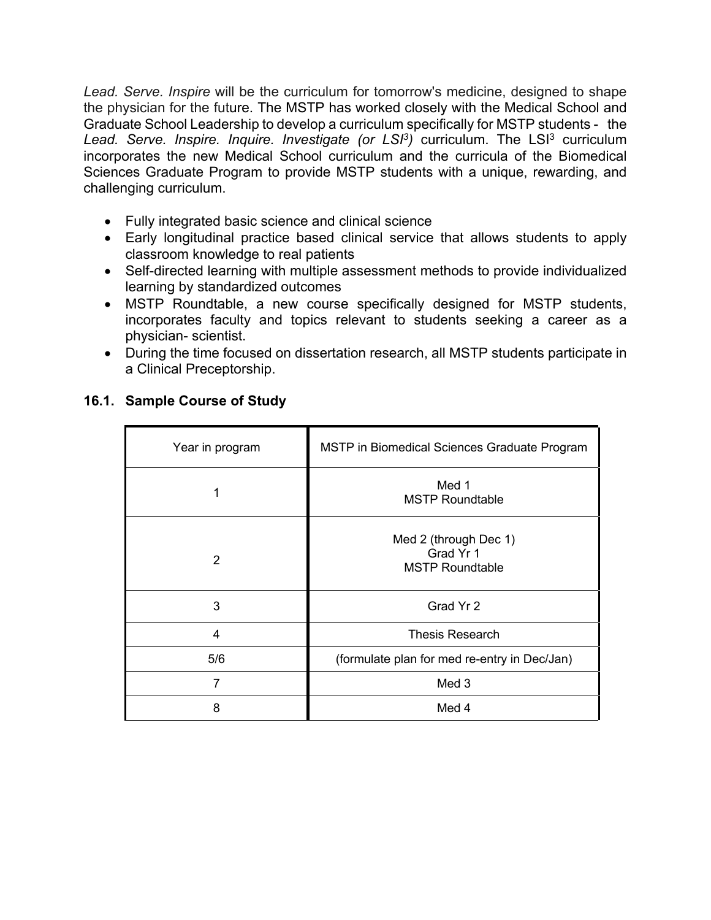*Lead. Serve. Inspire* will be the curriculum for tomorrow's medicine, designed to shape the physician for the future. The MSTP has worked closely with the Medical School and Graduate School Leadership to develop a curriculum specifically for MSTP students - the *Lead. Serve. Inspire. Inquire. Investigate (or $LSI^3$)* curriculum. The $LSI^3$ curriculum incorporates the new Medical School curriculum and the curricula of the Biomedical Sciences Graduate Program to provide MSTP students with a unique, rewarding, and challenging curriculum.

- Fully integrated basic science and clinical science
- Early longitudinal practice based clinical service that allows students to apply classroom knowledge to real patients
- Self-directed learning with multiple assessment methods to provide individualized learning by standardized outcomes
- MSTP Roundtable, a new course specifically designed for MSTP students, incorporates faculty and topics relevant to students seeking a career as a physician- scientist.
- During the time focused on dissertation research, all MSTP students participate in a Clinical Preceptorship.

### 16.1. Sample Course of Study

| Year in program | MSTP in Biomedical Sciences Graduate Program |
|---|---|
| 1 | Med 1<br>MSTP Roundtable |
| 2 | Med 2 (through Dec 1)<br>Grad Yr 1<br>MSTP Roundtable |
| 3 | Grad Yr 2 |
| 4 | Thesis Research |
| 5/6 | (formulate plan for med re-entry in Dec/Jan) |
| 7 | Med 3 |
| 8 | Med 4 |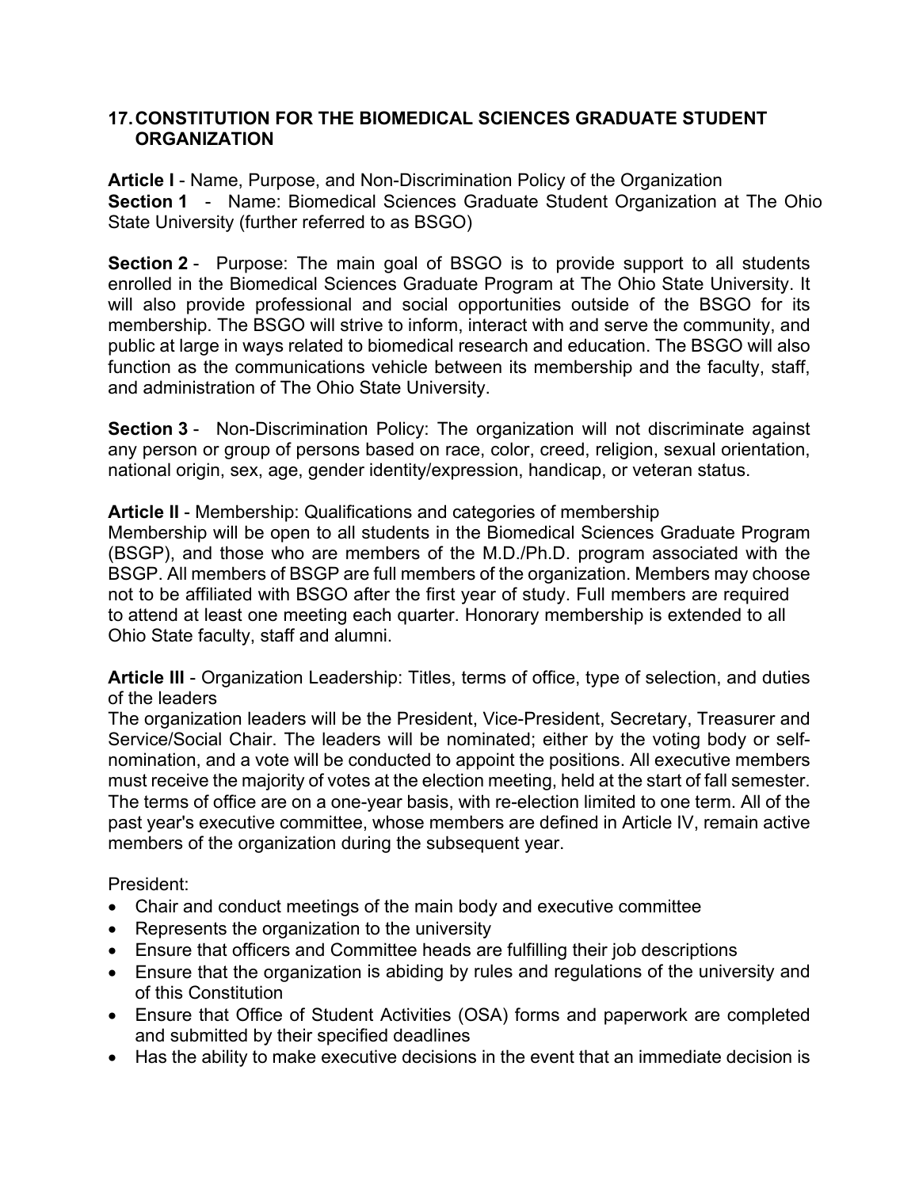## 17. CONSTITUTION FOR THE BIOMEDICAL SCIENCES GRADUATE STUDENT ORGANIZATION

**Article I** - Name, Purpose, and Non-Discrimination Policy of the Organization
**Section 1** - Name: Biomedical Sciences Graduate Student Organization at The Ohio State University (further referred to as BSGO)

**Section 2** - Purpose: The main goal of BSGO is to provide support to all students enrolled in the Biomedical Sciences Graduate Program at The Ohio State University. It will also provide professional and social opportunities outside of the BSGO for its membership. The BSGO will strive to inform, interact with and serve the community, and public at large in ways related to biomedical research and education. The BSGO will also function as the communications vehicle between its membership and the faculty, staff, and administration of The Ohio State University.

**Section 3** - Non-Discrimination Policy: The organization will not discriminate against any person or group of persons based on race, color, creed, religion, sexual orientation, national origin, sex, age, gender identity/expression, handicap, or veteran status.

**Article II** - Membership: Qualifications and categories of membership
Membership will be open to all students in the Biomedical Sciences Graduate Program (BSGP), and those who are members of the M.D./Ph.D. program associated with the BSGP. All members of BSGP are full members of the organization. Members may choose not to be affiliated with BSGO after the first year of study. Full members are required to attend at least one meeting each quarter. Honorary membership is extended to all Ohio State faculty, staff and alumni.

**Article III** - Organization Leadership: Titles, terms of office, type of selection, and duties of the leaders
The organization leaders will be the President, Vice-President, Secretary, Treasurer and Service/Social Chair. The leaders will be nominated; either by the voting body or self-nomination, and a vote will be conducted to appoint the positions. All executive members must receive the majority of votes at the election meeting, held at the start of fall semester. The terms of office are on a one-year basis, with re-election limited to one term. All of the past year's executive committee, whose members are defined in Article IV, remain active members of the organization during the subsequent year.

President:

- Chair and conduct meetings of the main body and executive committee
- Represents the organization to the university
- Ensure that officers and Committee heads are fulfilling their job descriptions
- Ensure that the organization is abiding by rules and regulations of the university and of this Constitution
- Ensure that Office of Student Activities (OSA) forms and paperwork are completed and submitted by their specified deadlines
- Has the ability to make executive decisions in the event that an immediate decision is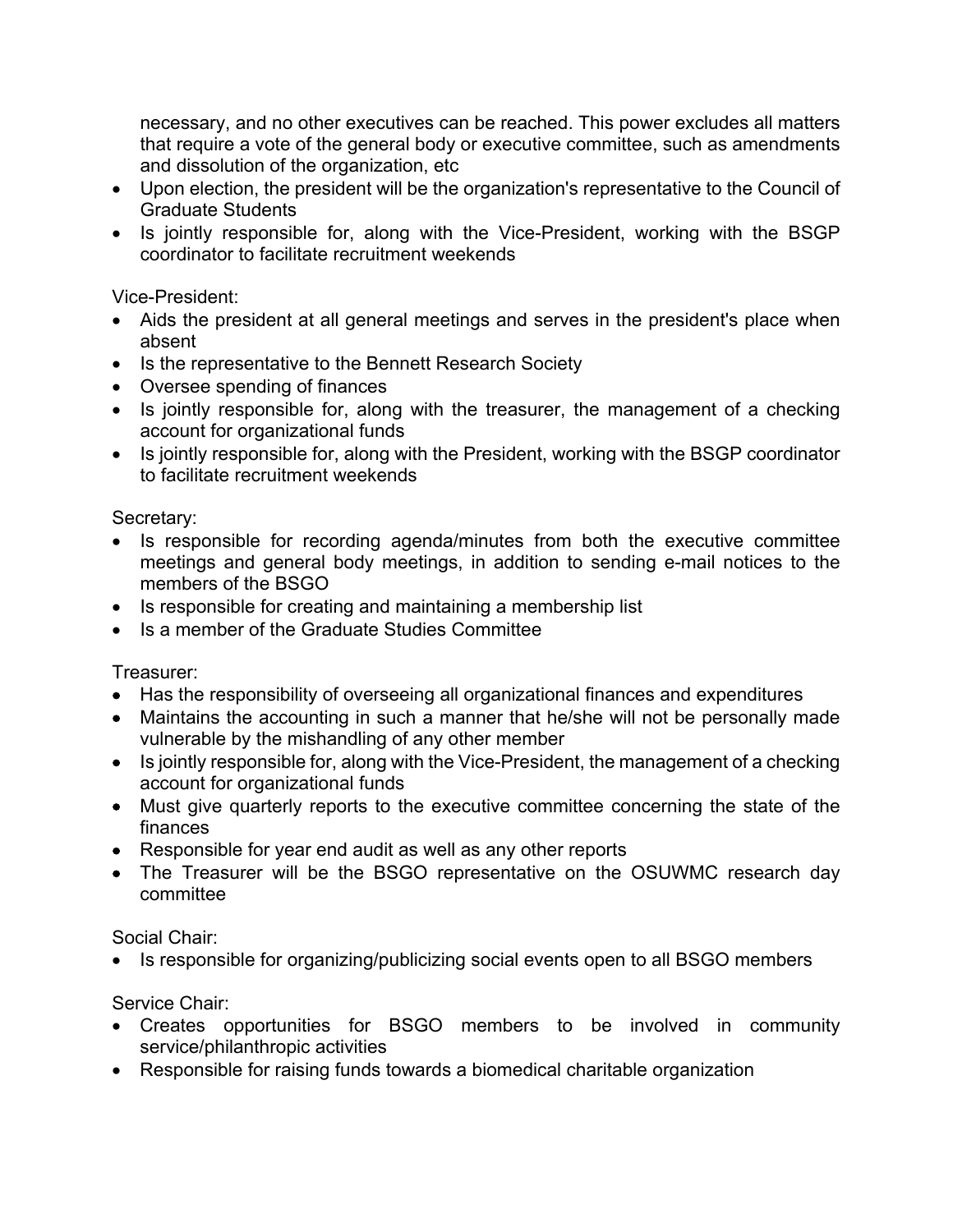necessary, and no other executives can be reached. This power excludes all matters that require a vote of the general body or executive committee, such as amendments and dissolution of the organization, etc

- Upon election, the president will be the organization's representative to the Council of Graduate Students
- Is jointly responsible for, along with the Vice-President, working with the BSGP coordinator to facilitate recruitment weekends

Vice-President:

- Aids the president at all general meetings and serves in the president's place when absent
- Is the representative to the Bennett Research Society
- Oversee spending of finances
- Is jointly responsible for, along with the treasurer, the management of a checking account for organizational funds
- Is jointly responsible for, along with the President, working with the BSGP coordinator to facilitate recruitment weekends

Secretary:

- Is responsible for recording agenda/minutes from both the executive committee meetings and general body meetings, in addition to sending e-mail notices to the members of the BSGO
- Is responsible for creating and maintaining a membership list
- Is a member of the Graduate Studies Committee

Treasurer:

- Has the responsibility of overseeing all organizational finances and expenditures
- Maintains the accounting in such a manner that he/she will not be personally made vulnerable by the mishandling of any other member
- Is jointly responsible for, along with the Vice-President, the management of a checking account for organizational funds
- Must give quarterly reports to the executive committee concerning the state of the finances
- Responsible for year end audit as well as any other reports
- The Treasurer will be the BSGO representative on the OSUWMC research day committee

Social Chair:

- Is responsible for organizing/publicizing social events open to all BSGO members

Service Chair:

- Creates opportunities for BSGO members to be involved in community service/philanthropic activities
- Responsible for raising funds towards a biomedical charitable organization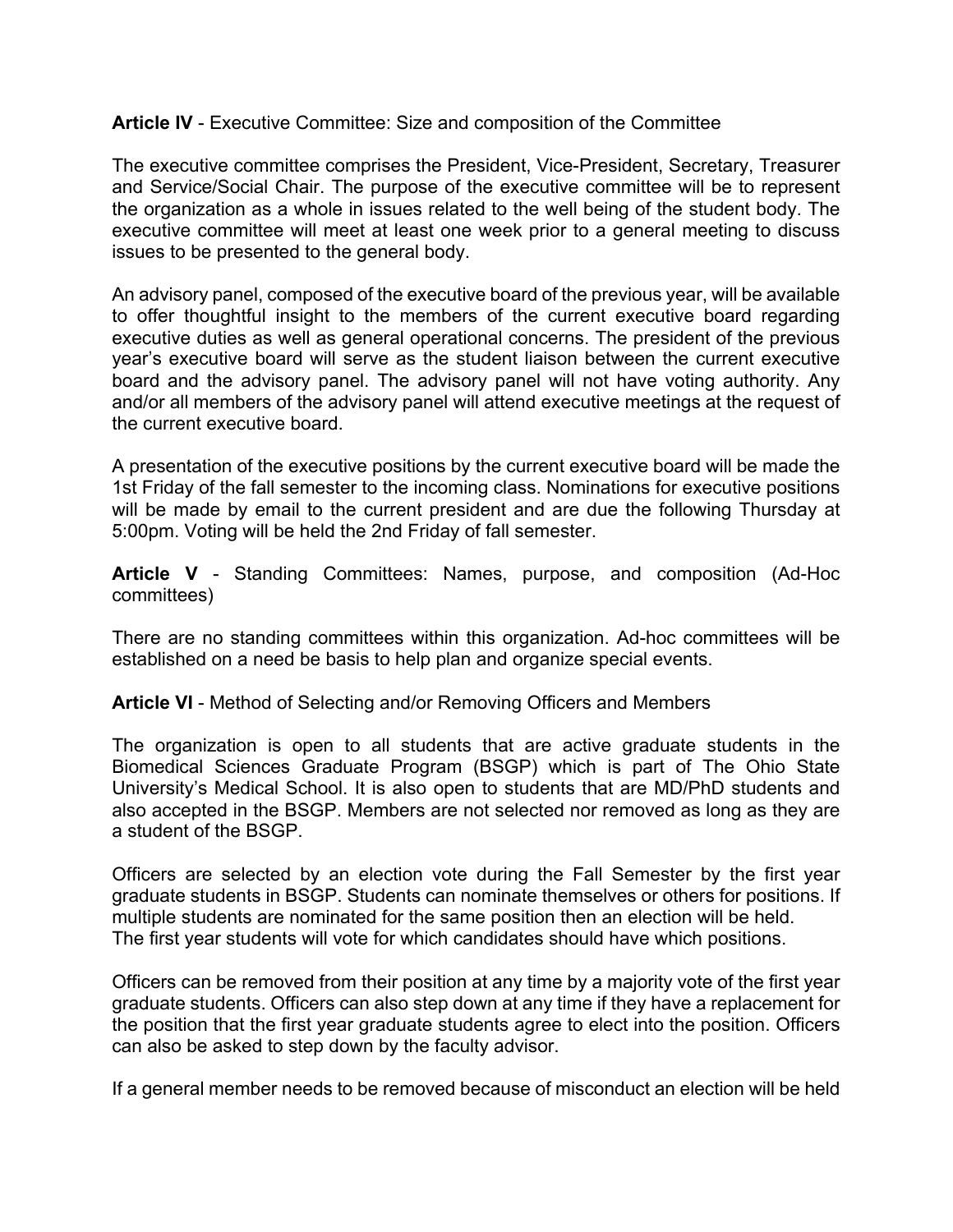**Article IV** - Executive Committee: Size and composition of the Committee

The executive committee comprises the President, Vice-President, Secretary, Treasurer and Service/Social Chair. The purpose of the executive committee will be to represent the organization as a whole in issues related to the well being of the student body. The executive committee will meet at least one week prior to a general meeting to discuss issues to be presented to the general body.

An advisory panel, composed of the executive board of the previous year, will be available to offer thoughtful insight to the members of the current executive board regarding executive duties as well as general operational concerns. The president of the previous year's executive board will serve as the student liaison between the current executive board and the advisory panel. The advisory panel will not have voting authority. Any and/or all members of the advisory panel will attend executive meetings at the request of the current executive board.

A presentation of the executive positions by the current executive board will be made the 1st Friday of the fall semester to the incoming class. Nominations for executive positions will be made by email to the current president and are due the following Thursday at 5:00pm. Voting will be held the 2nd Friday of fall semester.

**Article V** - Standing Committees: Names, purpose, and composition (Ad-Hoc committees)

There are no standing committees within this organization. Ad-hoc committees will be established on a need be basis to help plan and organize special events.

**Article VI** - Method of Selecting and/or Removing Officers and Members

The organization is open to all students that are active graduate students in the Biomedical Sciences Graduate Program (BSGP) which is part of The Ohio State University's Medical School. It is also open to students that are MD/PhD students and also accepted in the BSGP. Members are not selected nor removed as long as they are a student of the BSGP.

Officers are selected by an election vote during the Fall Semester by the first year graduate students in BSGP. Students can nominate themselves or others for positions. If multiple students are nominated for the same position then an election will be held. The first year students will vote for which candidates should have which positions.

Officers can be removed from their position at any time by a majority vote of the first year graduate students. Officers can also step down at any time if they have a replacement for the position that the first year graduate students agree to elect into the position. Officers can also be asked to step down by the faculty advisor.

If a general member needs to be removed because of misconduct an election will be held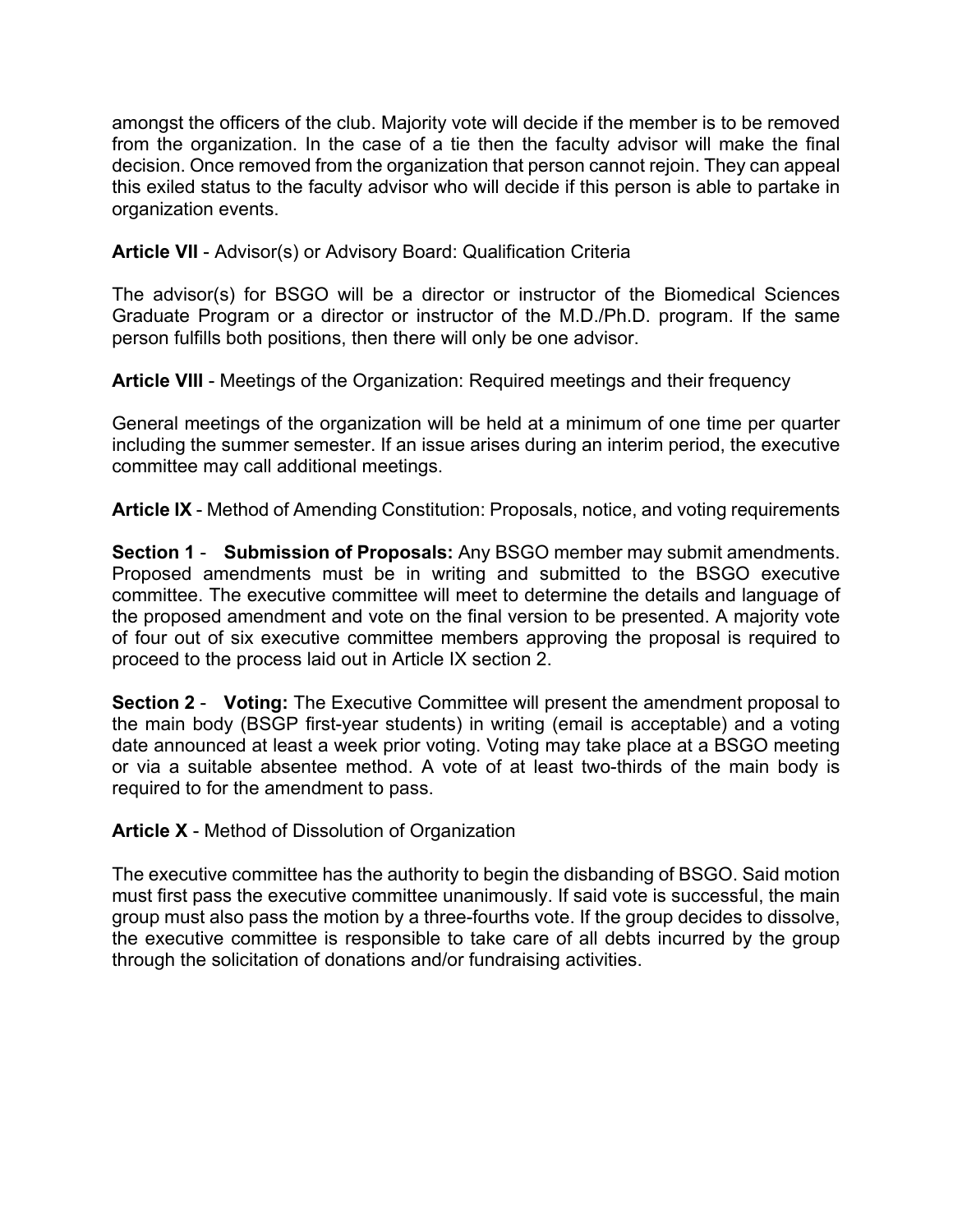amongst the officers of the club. Majority vote will decide if the member is to be removed from the organization. In the case of a tie then the faculty advisor will make the final decision. Once removed from the organization that person cannot rejoin. They can appeal this exiled status to the faculty advisor who will decide if this person is able to partake in organization events.

**Article VII** - Advisor(s) or Advisory Board: Qualification Criteria

The advisor(s) for BSGO will be a director or instructor of the Biomedical Sciences Graduate Program or a director or instructor of the M.D./Ph.D. program. If the same person fulfills both positions, then there will only be one advisor.

**Article VIII** - Meetings of the Organization: Required meetings and their frequency

General meetings of the organization will be held at a minimum of one time per quarter including the summer semester. If an issue arises during an interim period, the executive committee may call additional meetings.

**Article IX** - Method of Amending Constitution: Proposals, notice, and voting requirements

**Section 1** - **Submission of Proposals:** Any BSGO member may submit amendments. Proposed amendments must be in writing and submitted to the BSGO executive committee. The executive committee will meet to determine the details and language of the proposed amendment and vote on the final version to be presented. A majority vote of four out of six executive committee members approving the proposal is required to proceed to the process laid out in Article IX section 2.

**Section 2** - **Voting:** The Executive Committee will present the amendment proposal to the main body (BSGP first-year students) in writing (email is acceptable) and a voting date announced at least a week prior voting. Voting may take place at a BSGO meeting or via a suitable absentee method. A vote of at least two-thirds of the main body is required to for the amendment to pass.

**Article X** - Method of Dissolution of Organization

The executive committee has the authority to begin the disbanding of BSGO. Said motion must first pass the executive committee unanimously. If said vote is successful, the main group must also pass the motion by a three-fourths vote. If the group decides to dissolve, the executive committee is responsible to take care of all debts incurred by the group through the solicitation of donations and/or fundraising activities.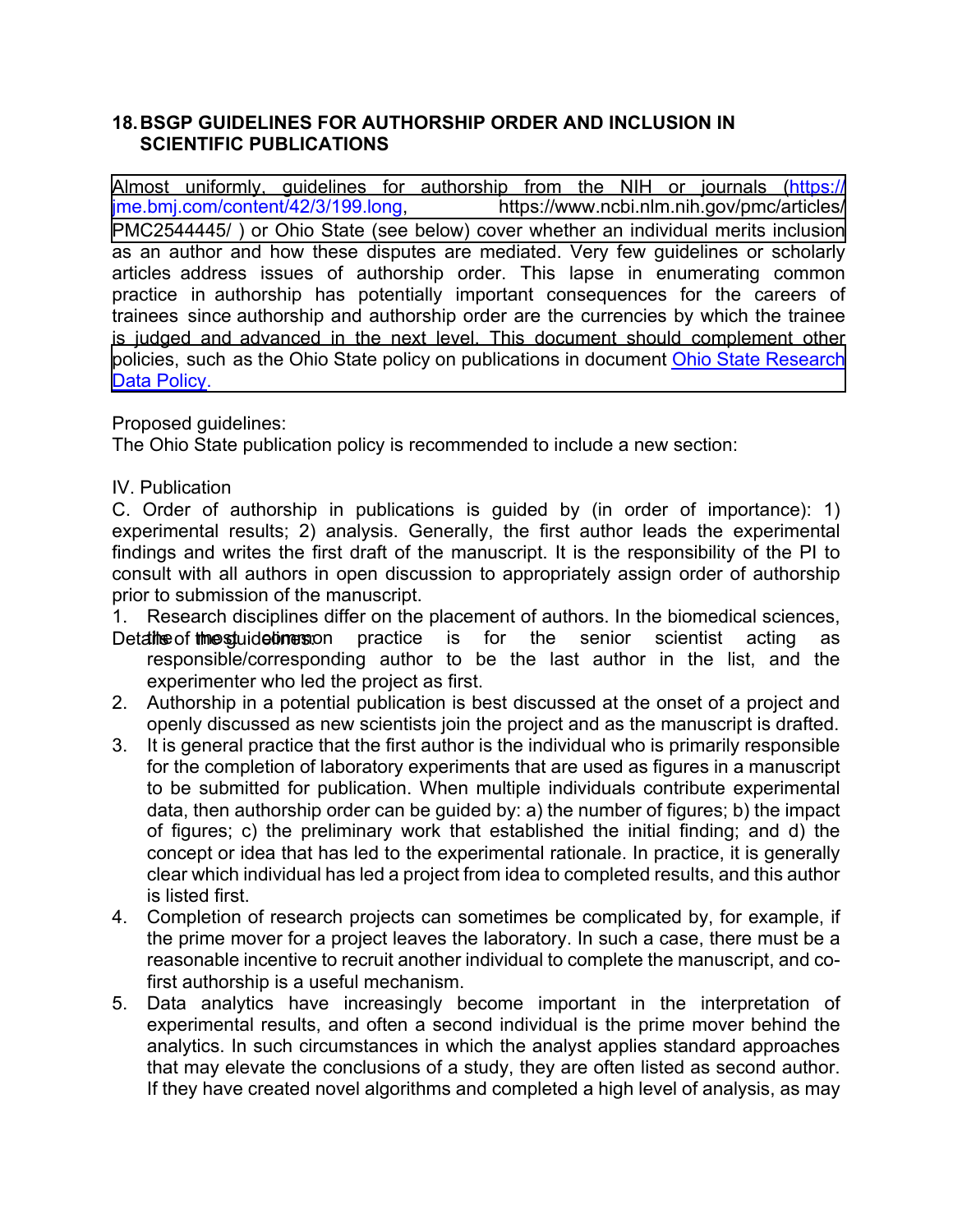## 18. BSGP GUIDELINES FOR AUTHORSHIP ORDER AND INCLUSION IN SCIENTIFIC PUBLICATIONS

Almost uniformly, guidelines for authorship from the NIH or journals (https://jme.bmj.com/content/42/3/199.long, https://www.ncbi.nlm.nih.gov/pmc/articles/PMC2544445/ ) or Ohio State (see below) cover whether an individual merits inclusion as an author and how these disputes are mediated. Very few guidelines or scholarly articles address issues of authorship order. This lapse in enumerating common practice in authorship has potentially important consequences for the careers of trainees since authorship and authorship order are the currencies by which the trainee is judged and advanced in the next level. This document should complement other policies, such as the Ohio State policy on publications in document Ohio State Research Data Policy.

Proposed guidelines:
The Ohio State publication policy is recommended to include a new section:

IV. Publication

C. Order of authorship in publications is guided by (in order of importance): 1) experimental results; 2) analysis. Generally, the first author leads the experimental findings and writes the first draft of the manuscript. It is the responsibility of the PI to consult with all authors in open discussion to appropriately assign order of authorship prior to submission of the manuscript.

Details of the guidelines:

1. Research disciplines differ on the placement of authors. In the biomedical sciences, the most common practice is for the senior scientist acting as responsible/corresponding author to be the last author in the list, and the experimenter who led the project as first.
2. Authorship in a potential publication is best discussed at the onset of a project and openly discussed as new scientists join the project and as the manuscript is drafted.
3. It is general practice that the first author is the individual who is primarily responsible for the completion of laboratory experiments that are used as figures in a manuscript to be submitted for publication. When multiple individuals contribute experimental data, then authorship order can be guided by: a) the number of figures; b) the impact of figures; c) the preliminary work that established the initial finding; and d) the concept or idea that has led to the experimental rationale. In practice, it is generally clear which individual has led a project from idea to completed results, and this author is listed first.
4. Completion of research projects can sometimes be complicated by, for example, if the prime mover for a project leaves the laboratory. In such a case, there must be a reasonable incentive to recruit another individual to complete the manuscript, and co-first authorship is a useful mechanism.
5. Data analytics have increasingly become important in the interpretation of experimental results, and often a second individual is the prime mover behind the analytics. In such circumstances in which the analyst applies standard approaches that may elevate the conclusions of a study, they are often listed as second author. If they have created novel algorithms and completed a high level of analysis, as may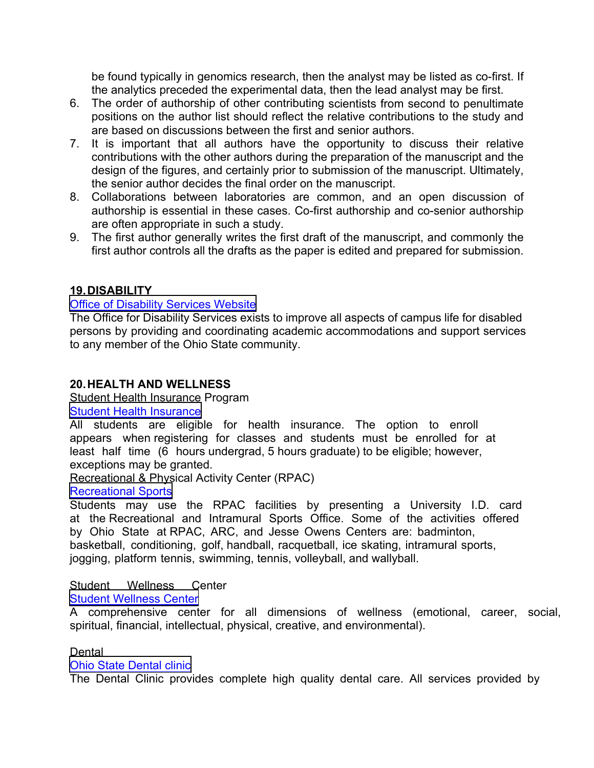be found typically in genomics research, then the analyst may be listed as co-first. If the analytics preceded the experimental data, then the lead analyst may be first.

6. The order of authorship of other contributing scientists from second to penultimate positions on the author list should reflect the relative contributions to the study and are based on discussions between the first and senior authors.
7. It is important that all authors have the opportunity to discuss their relative contributions with the other authors during the preparation of the manuscript and the design of the figures, and certainly prior to submission of the manuscript. Ultimately, the senior author decides the final order on the manuscript.
8. Collaborations between laboratories are common, and an open discussion of authorship is essential in these cases. Co-first authorship and co-senior authorship are often appropriate in such a study.
9. The first author generally writes the first draft of the manuscript, and commonly the first author controls all the drafts as the paper is edited and prepared for submission.

## 19. DISABILITY

Office of Disability Services Website

The Office for Disability Services exists to improve all aspects of campus life for disabled persons by providing and coordinating academic accommodations and support services to any member of the Ohio State community.

## 20. HEALTH AND WELLNESS

Student Health Insurance Program

Student Health Insurance

All students are eligible for health insurance. The option to enroll appears when registering for classes and students must be enrolled for at least half time (6 hours undergrad, 5 hours graduate) to be eligible; however, exceptions may be granted.

Recreational & Physical Activity Center (RPAC)

Recreational Sports

Students may use the RPAC facilities by presenting a University I.D. card at the Recreational and Intramural Sports Office. Some of the activities offered by Ohio State at RPAC, ARC, and Jesse Owens Centers are: badminton, basketball, conditioning, golf, handball, racquetball, ice skating, intramural sports, jogging, platform tennis, swimming, tennis, volleyball, and wallyball.

Student Wellness Center

Student Wellness Center

A comprehensive center for all dimensions of wellness (emotional, career, social, spiritual, financial, intellectual, physical, creative, and environmental).

Dental

Ohio State Dental clinic

The Dental Clinic provides complete high quality dental care. All services provided by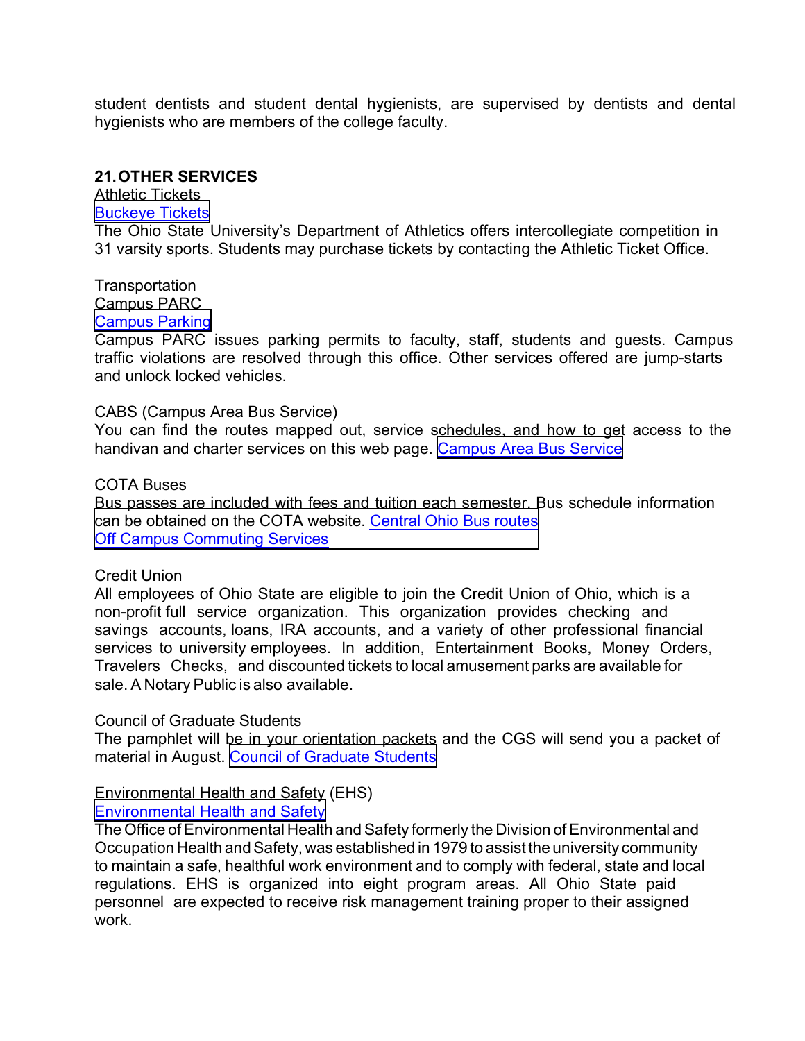student dentists and student dental hygienists, are supervised by dentists and dental hygienists who are members of the college faculty.

## 21. OTHER SERVICES

Athletic Tickets
Buckeye Tickets
The Ohio State University's Department of Athletics offers intercollegiate competition in 31 varsity sports. Students may purchase tickets by contacting the Athletic Ticket Office.

Transportation
Campus PARC
Campus Parking
Campus PARC issues parking permits to faculty, staff, students and guests. Campus traffic violations are resolved through this office. Other services offered are jump-starts and unlock locked vehicles.

CABS (Campus Area Bus Service)
You can find the routes mapped out, service schedules, and how to get access to the handivan and charter services on this web page. Campus Area Bus Service

COTA Buses
Bus passes are included with fees and tuition each semester. Bus schedule information can be obtained on the COTA website. Central Ohio Bus routes
Off Campus Commuting Services

Credit Union
All employees of Ohio State are eligible to join the Credit Union of Ohio, which is a non-profit full service organization. This organization provides checking and savings accounts, loans, IRA accounts, and a variety of other professional financial services to university employees. In addition, Entertainment Books, Money Orders, Travelers Checks, and discounted tickets to local amusement parks are available for sale. A Notary Public is also available.

Council of Graduate Students
The pamphlet will be in your orientation packets and the CGS will send you a packet of material in August. Council of Graduate Students

Environmental Health and Safety (EHS)
Environmental Health and Safety
The Office of Environmental Health and Safety formerly the Division of Environmental and Occupation Health and Safety, was established in 1979 to assist the university community to maintain a safe, healthful work environment and to comply with federal, state and local regulations. EHS is organized into eight program areas. All Ohio State paid personnel are expected to receive risk management training proper to their assigned work.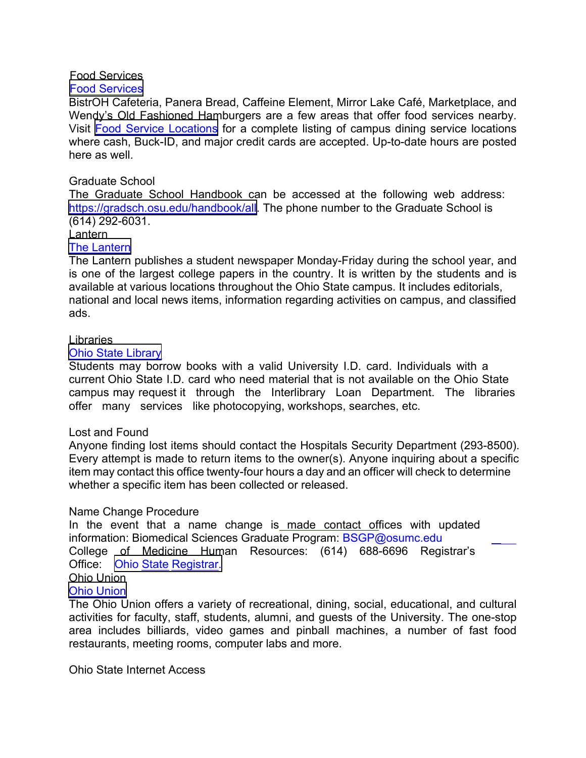## Food Services

Food Services

BistrOH Cafeteria, Panera Bread, Caffeine Element, Mirror Lake Café, Marketplace, and Wendy's Old Fashioned Hamburgers are a few areas that offer food services nearby. Visit Food Service Locations for a complete listing of campus dining service locations where cash, Buck-ID, and major credit cards are accepted. Up-to-date hours are posted here as well.

## Graduate School

The Graduate School Handbook can be accessed at the following web address: https://gradsch.osu.edu/handbook/all. The phone number to the Graduate School is (614) 292-6031.

## Lantern

The Lantern

The Lantern publishes a student newspaper Monday-Friday during the school year, and is one of the largest college papers in the country. It is written by the students and is available at various locations throughout the Ohio State campus. It includes editorials, national and local news items, information regarding activities on campus, and classified ads.

## Libraries

Ohio State Library

Students may borrow books with a valid University I.D. card. Individuals with a current Ohio State I.D. card who need material that is not available on the Ohio State campus may request it through the Interlibrary Loan Department. The libraries offer many services like photocopying, workshops, searches, etc.

## Lost and Found

Anyone finding lost items should contact the Hospitals Security Department (293-8500). Every attempt is made to return items to the owner(s). Anyone inquiring about a specific item may contact this office twenty-four hours a day and an officer will check to determine whether a specific item has been collected or released.

## Name Change Procedure

In the event that a name change is made contact offices with updated information: Biomedical Sciences Graduate Program: BSGP@osumc.edu College of Medicine Human Resources: (614) 688-6696 Registrar's Office: Ohio State Registrar.

## Ohio Union

Ohio Union

The Ohio Union offers a variety of recreational, dining, social, educational, and cultural activities for faculty, staff, students, alumni, and guests of the University. The one-stop area includes billiards, video games and pinball machines, a number of fast food restaurants, meeting rooms, computer labs and more.

## Ohio State Internet Access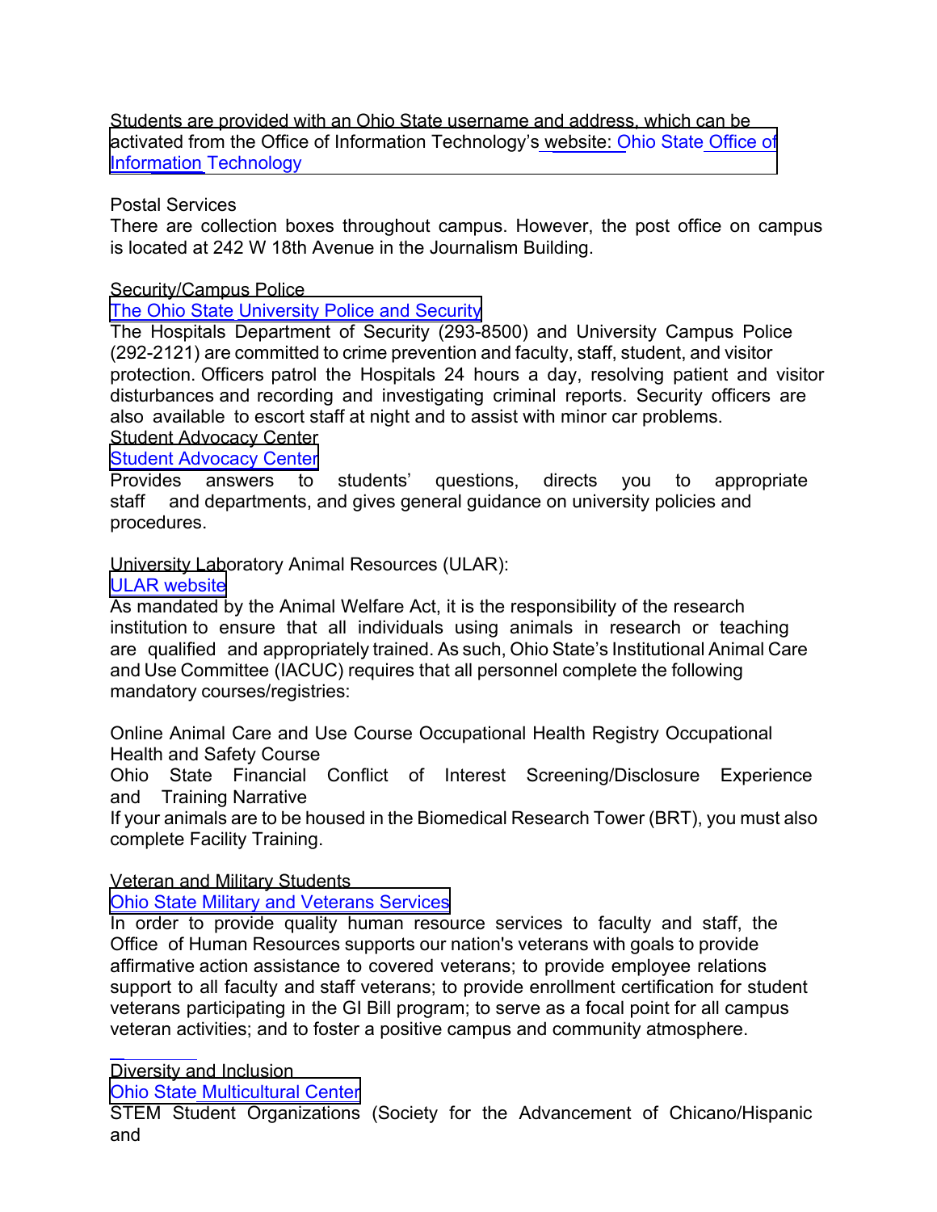Students are provided with an Ohio State username and address, which can be activated from the Office of Information Technology's website: Ohio State Office of Information Technology

Postal Services

There are collection boxes throughout campus. However, the post office on campus is located at 242 W 18th Avenue in the Journalism Building.

Security/Campus Police

The Ohio State University Police and Security

The Hospitals Department of Security (293-8500) and University Campus Police (292-2121) are committed to crime prevention and faculty, staff, student, and visitor protection. Officers patrol the Hospitals 24 hours a day, resolving patient and visitor disturbances and recording and investigating criminal reports. Security officers are also available to escort staff at night and to assist with minor car problems.

Student Advocacy Center

Student Advocacy Center

Provides answers to students' questions, directs you to appropriate staff and departments, and gives general guidance on university policies and procedures.

University Laboratory Animal Resources (ULAR):

ULAR website

As mandated by the Animal Welfare Act, it is the responsibility of the research institution to ensure that all individuals using animals in research or teaching are qualified and appropriately trained. As such, Ohio State's Institutional Animal Care and Use Committee (IACUC) requires that all personnel complete the following mandatory courses/registries:

Online Animal Care and Use Course Occupational Health Registry Occupational Health and Safety Course

Ohio State Financial Conflict of Interest Screening/Disclosure Experience and Training Narrative

If your animals are to be housed in the Biomedical Research Tower (BRT), you must also complete Facility Training.

Veteran and Military Students

Ohio State Military and Veterans Services

In order to provide quality human resource services to faculty and staff, the Office of Human Resources supports our nation's veterans with goals to provide affirmative action assistance to covered veterans; to provide employee relations support to all faculty and staff veterans; to provide enrollment certification for student veterans participating in the GI Bill program; to serve as a focal point for all campus veteran activities; and to foster a positive campus and community atmosphere.

Diversity and Inclusion

Ohio State Multicultural Center

STEM Student Organizations (Society for the Advancement of Chicano/Hispanic and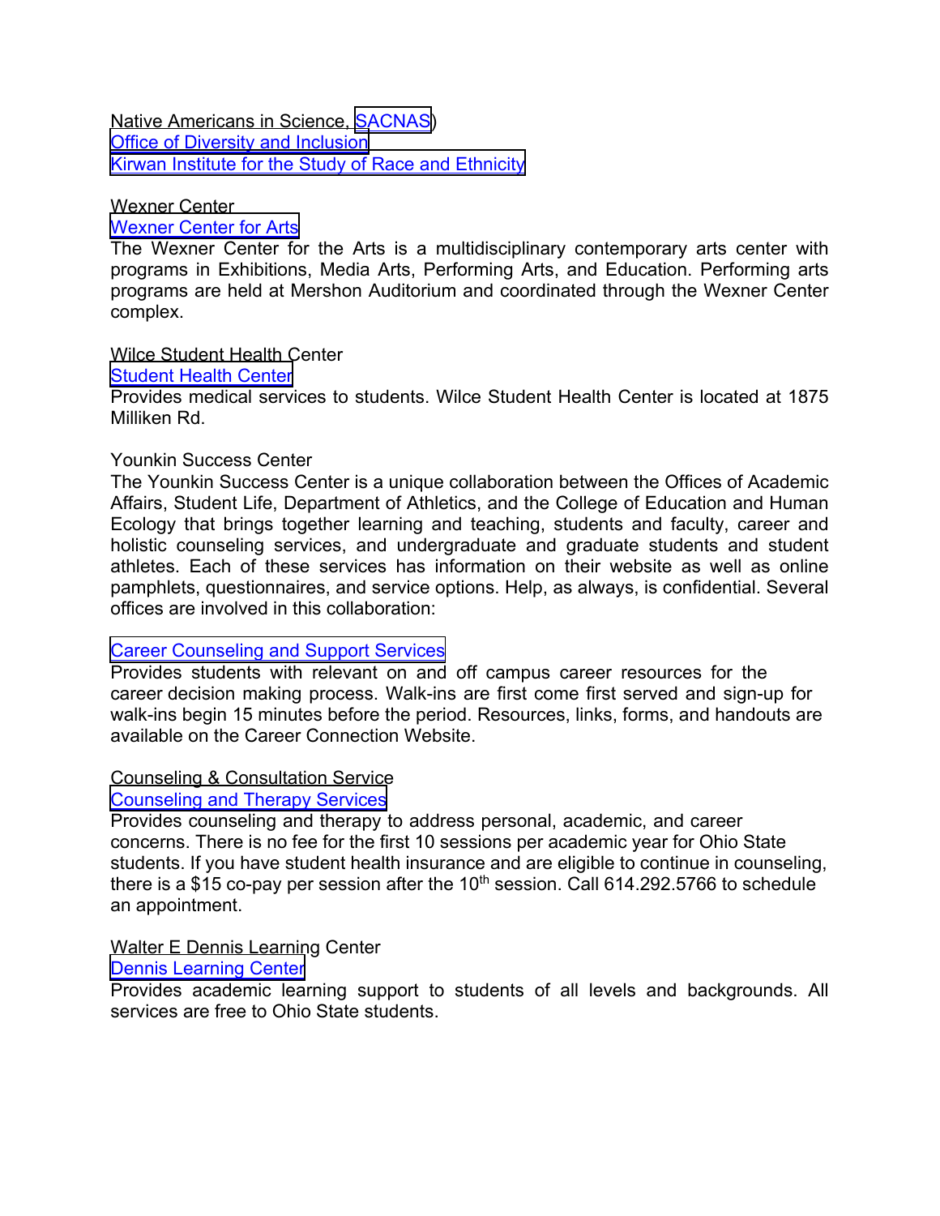Native Americans in Science, SACNAS)
Office of Diversity and Inclusion
Kirwan Institute for the Study of Race and Ethnicity

Wexner Center
Wexner Center for Arts
The Wexner Center for the Arts is a multidisciplinary contemporary arts center with programs in Exhibitions, Media Arts, Performing Arts, and Education. Performing arts programs are held at Mershon Auditorium and coordinated through the Wexner Center complex.

Wilce Student Health Center
Student Health Center
Provides medical services to students. Wilce Student Health Center is located at 1875 Milliken Rd.

Younkin Success Center
The Younkin Success Center is a unique collaboration between the Offices of Academic Affairs, Student Life, Department of Athletics, and the College of Education and Human Ecology that brings together learning and teaching, students and faculty, career and holistic counseling services, and undergraduate and graduate students and student athletes. Each of these services has information on their website as well as online pamphlets, questionnaires, and service options. Help, as always, is confidential. Several offices are involved in this collaboration:

Career Counseling and Support Services
Provides students with relevant on and off campus career resources for the career decision making process. Walk-ins are first come first served and sign-up for walk-ins begin 15 minutes before the period. Resources, links, forms, and handouts are available on the Career Connection Website.

Counseling & Consultation Service
Counseling and Therapy Services
Provides counseling and therapy to address personal, academic, and career concerns. There is no fee for the first 10 sessions per academic year for Ohio State students. If you have student health insurance and are eligible to continue in counseling, there is a $15 co-pay per session after the 10th session. Call 614.292.5766 to schedule an appointment.

Walter E Dennis Learning Center
Dennis Learning Center
Provides academic learning support to students of all levels and backgrounds. All services are free to Ohio State students.